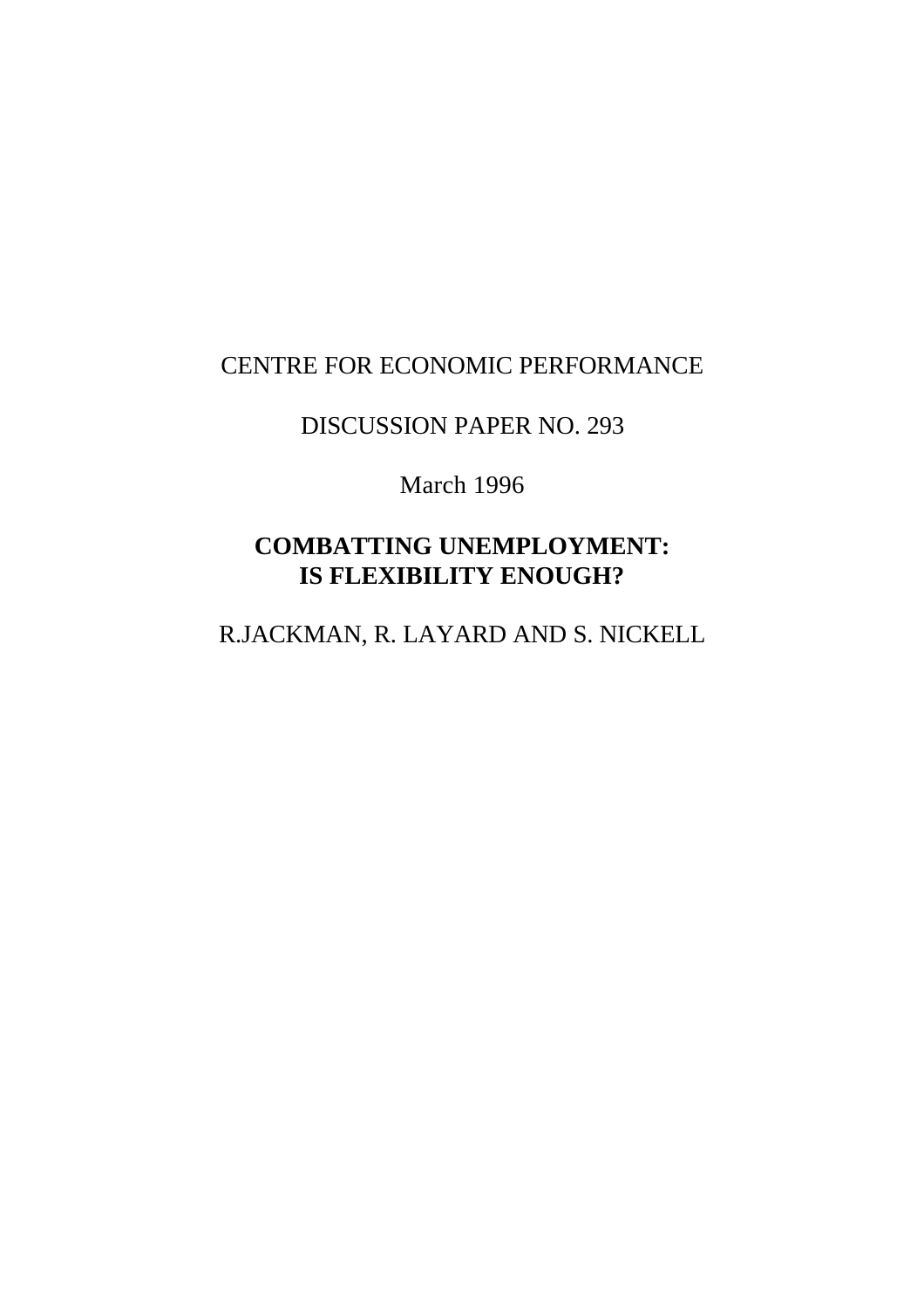CENTRE FOR ECONOMIC PERFORMANCE

DISCUSSION PAPER NO. 293

March 1996

# COMBATTING UNEMPLOYMENT: IS FLEXIBILITY ENOUGH?

R.JACKMAN, R. LAYARD AND S. NICKELL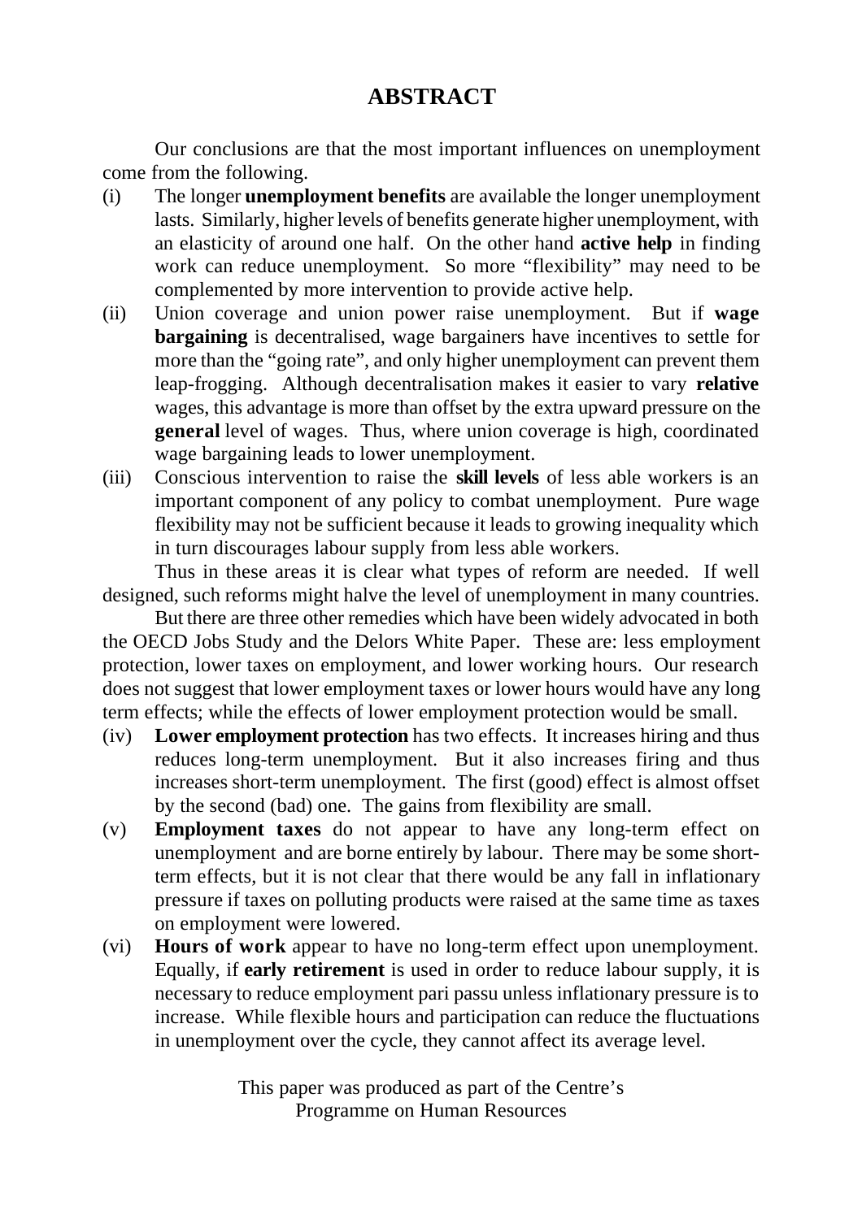# ABSTRACT

Our conclusions are that the most important influences on unemployment come from the following.

(i) The longer **unemployment benefits** are available the longer unemployment lasts. Similarly, higher levels of benefits generate higher unemployment, with an elasticity of around one half. On the other hand **active help** in finding work can reduce unemployment. So more "flexibility" may need to be complemented by more intervention to provide active help.

(ii) Union coverage and union power raise unemployment. But if **wage bargaining** is decentralised, wage bargainers have incentives to settle for more than the "going rate", and only higher unemployment can prevent them leap-frogging. Although decentralisation makes it easier to vary **relative** wages, this advantage is more than offset by the extra upward pressure on the **general** level of wages. Thus, where union coverage is high, coordinated wage bargaining leads to lower unemployment.

(iii) Conscious intervention to raise the **skill levels** of less able workers is an important component of any policy to combat unemployment. Pure wage flexibility may not be sufficient because it leads to growing inequality which in turn discourages labour supply from less able workers.

Thus in these areas it is clear what types of reform are needed. If well designed, such reforms might halve the level of unemployment in many countries.

But there are three other remedies which have been widely advocated in both the OECD Jobs Study and the Delors White Paper. These are: less employment protection, lower taxes on employment, and lower working hours. Our research does not suggest that lower employment taxes or lower hours would have any long term effects; while the effects of lower employment protection would be small.

(iv) **Lower employment protection** has two effects. It increases hiring and thus reduces long-term unemployment. But it also increases firing and thus increases short-term unemployment. The first (good) effect is almost offset by the second (bad) one. The gains from flexibility are small.

(v) **Employment taxes** do not appear to have any long-term effect on unemployment and are borne entirely by labour. There may be some short-term effects, but it is not clear that there would be any fall in inflationary pressure if taxes on polluting products were raised at the same time as taxes on employment were lowered.

(vi) **Hours of work** appear to have no long-term effect upon unemployment. Equally, if **early retirement** is used in order to reduce labour supply, it is necessary to reduce employment pari passu unless inflationary pressure is to increase. While flexible hours and participation can reduce the fluctuations in unemployment over the cycle, they cannot affect its average level.

This paper was produced as part of the Centre's Programme on Human Resources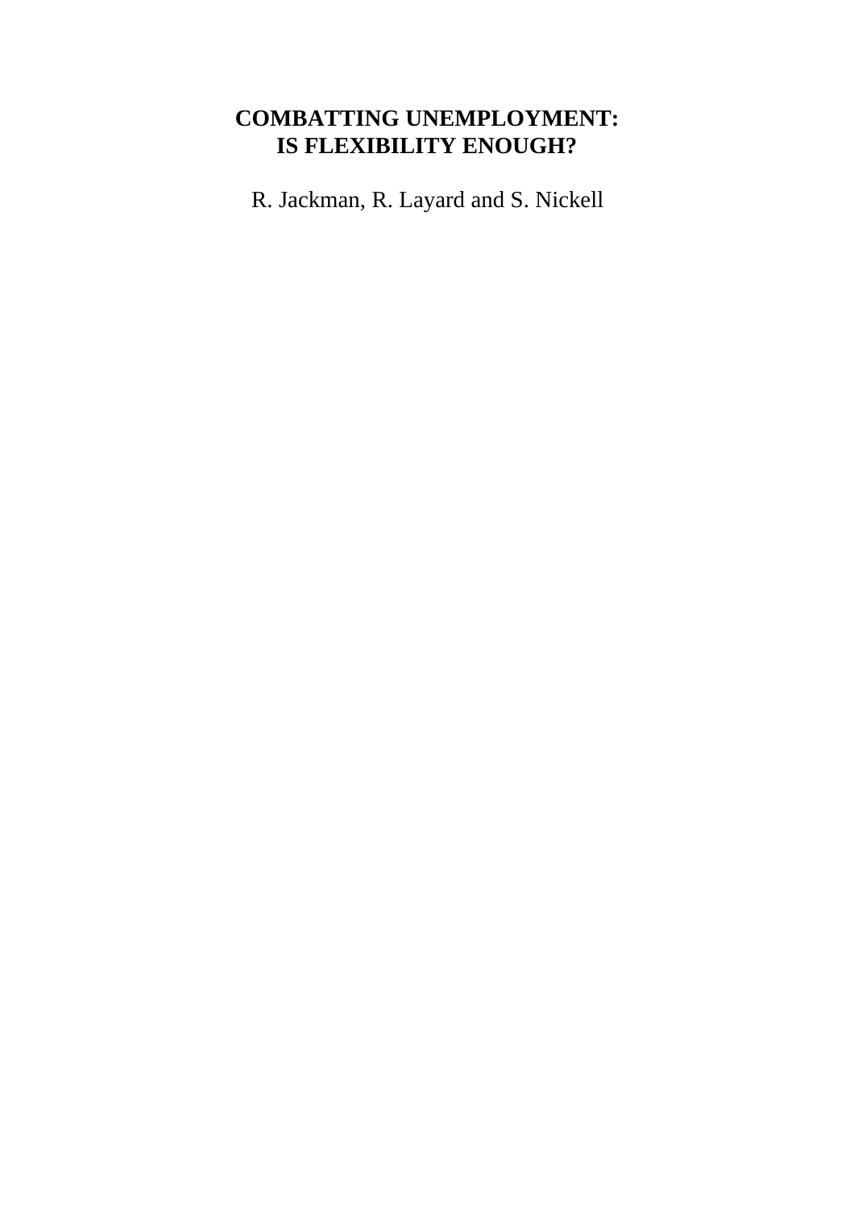# COMBATTING UNEMPLOYMENT: IS FLEXIBILITY ENOUGH?

R. Jackman, R. Layard and S. Nickell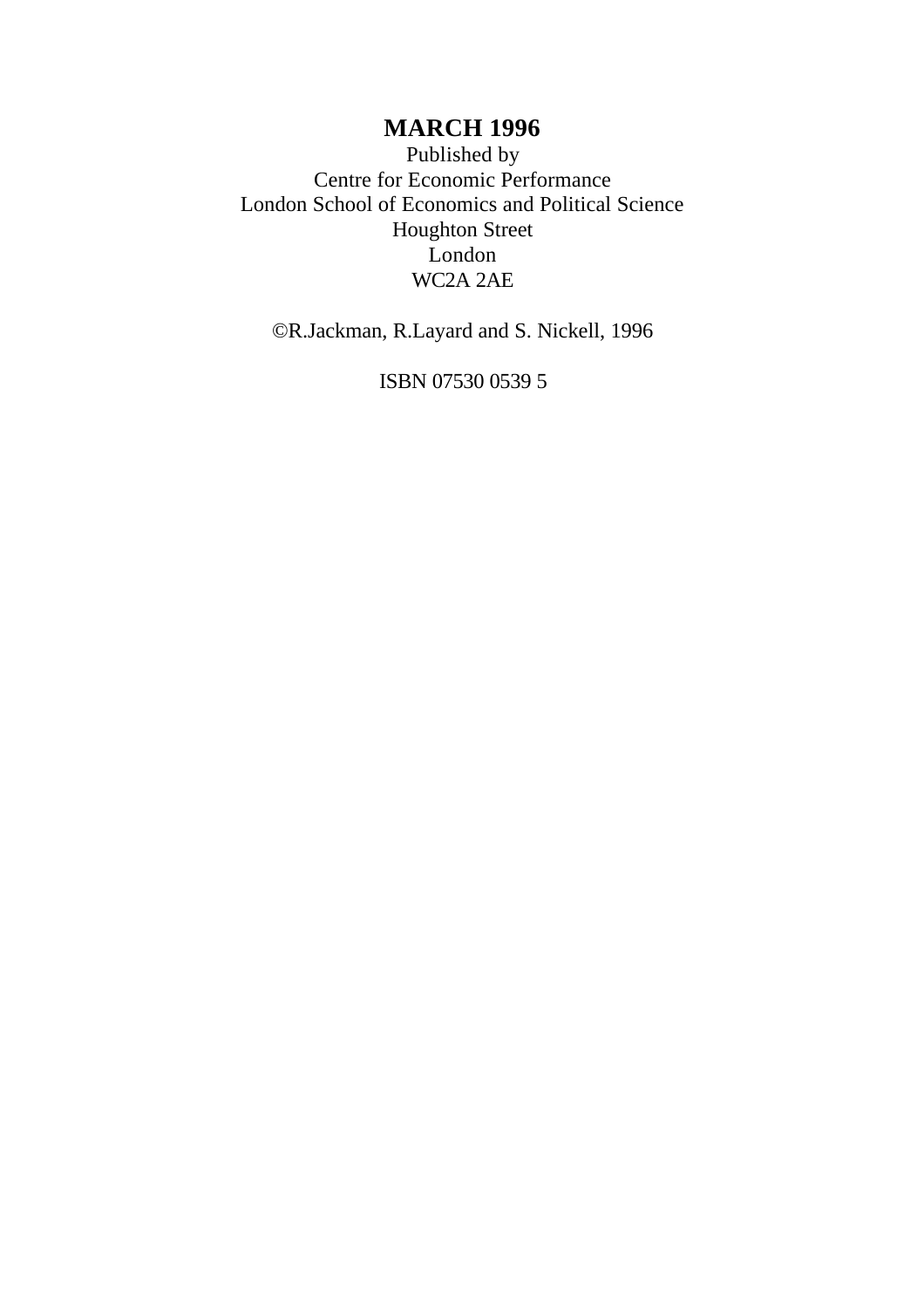**MARCH 1996**

Published by
Centre for Economic Performance
London School of Economics and Political Science
Houghton Street
London
WC2A 2AE

©R.Jackman, R.Layard and S. Nickell, 1996

ISBN 07530 0539 5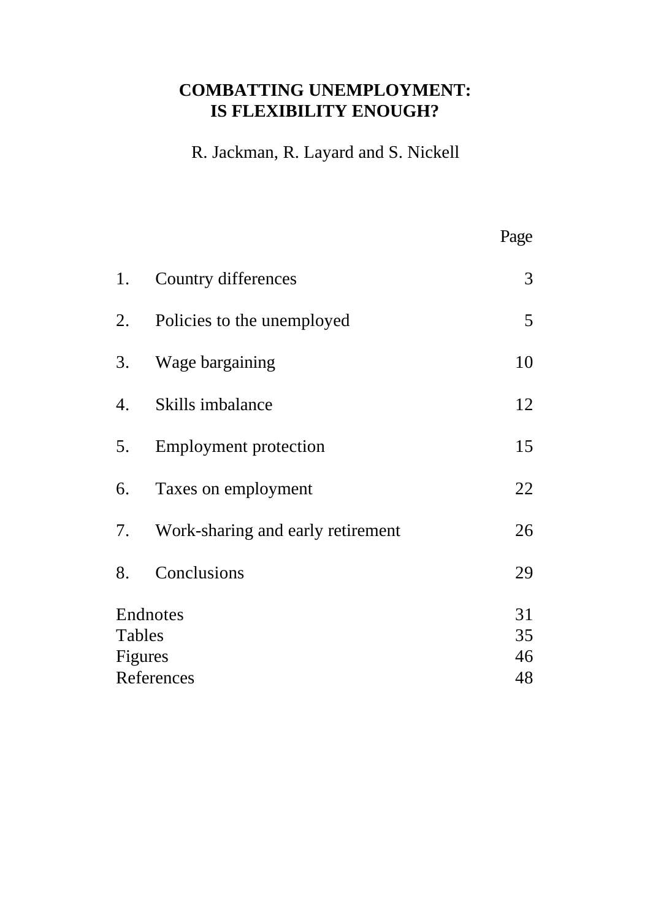# COMBATTING UNEMPLOYMENT: IS FLEXIBILITY ENOUGH?

R. Jackman, R. Layard and S. Nickell

| | | Page |
|---|---|---|
| 1. | Country differences | 3 |
| 2. | Policies to the unemployed | 5 |
| 3. | Wage bargaining | 10 |
| 4. | Skills imbalance | 12 |
| 5. | Employment protection | 15 |
| 6. | Taxes on employment | 22 |
| 7. | Work-sharing and early retirement | 26 |
| 8. | Conclusions | 29 |
| Endnotes | | 31 |
| Tables | | 35 |
| Figures | | 46 |
| References | | 48 |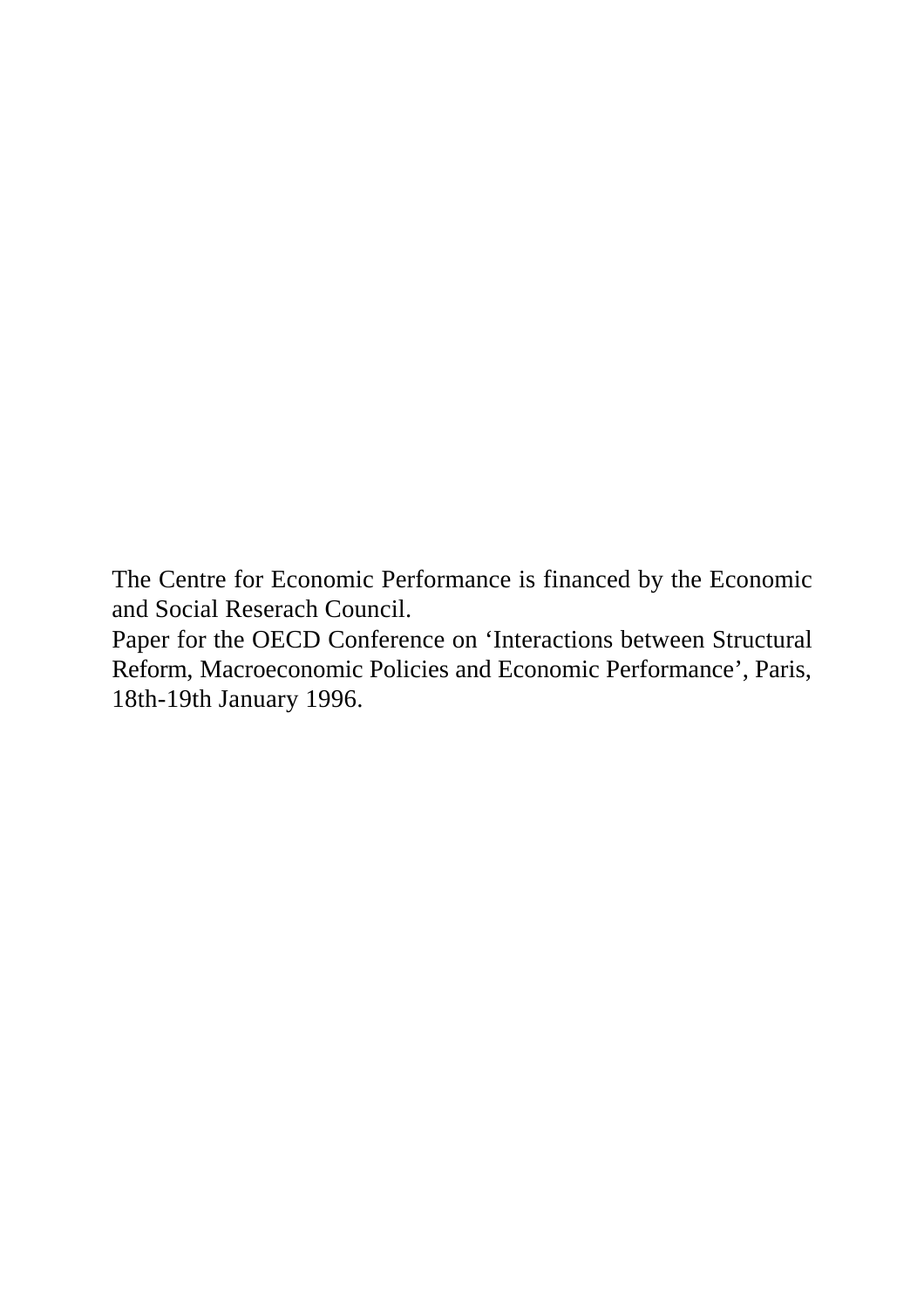The Centre for Economic Performance is financed by the Economic and Social Reserach Council.

Paper for the OECD Conference on ‘Interactions between Structural Reform, Macroeconomic Policies and Economic Performance’, Paris, 18th-19th January 1996.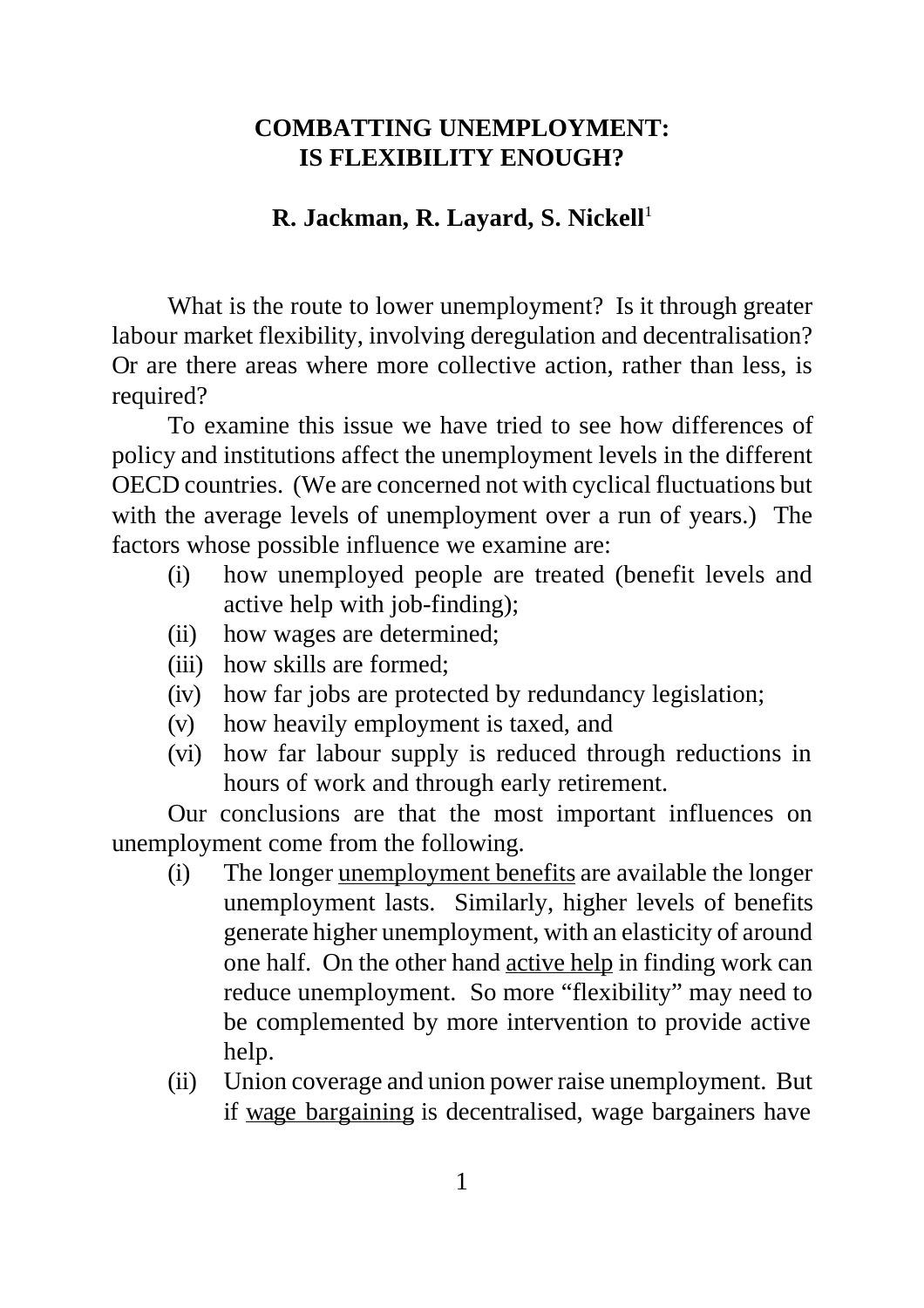# COMBATTING UNEMPLOYMENT: IS FLEXIBILITY ENOUGH?

**R. Jackman, R. Layard, S. Nickell**[1]

What is the route to lower unemployment? Is it through greater labour market flexibility, involving deregulation and decentralisation? Or are there areas where more collective action, rather than less, is required?

To examine this issue we have tried to see how differences of policy and institutions affect the unemployment levels in the different OECD countries. (We are concerned not with cyclical fluctuations but with the average levels of unemployment over a run of years.) The factors whose possible influence we examine are:

- (i) how unemployed people are treated (benefit levels and active help with job-finding);
- (ii) how wages are determined;
- (iii) how skills are formed;
- (iv) how far jobs are protected by redundancy legislation;
- (v) how heavily employment is taxed, and
- (vi) how far labour supply is reduced through reductions in hours of work and through early retirement.

Our conclusions are that the most important influences on unemployment come from the following.

- (i) The longer <u>unemployment benefits</u> are available the longer unemployment lasts. Similarly, higher levels of benefits generate higher unemployment, with an elasticity of around one half. On the other hand <u>active help</u> in finding work can reduce unemployment. So more "flexibility" may need to be complemented by more intervention to provide active help.
- (ii) Union coverage and union power raise unemployment. But if <u>wage bargaining</u> is decentralised, wage bargainers have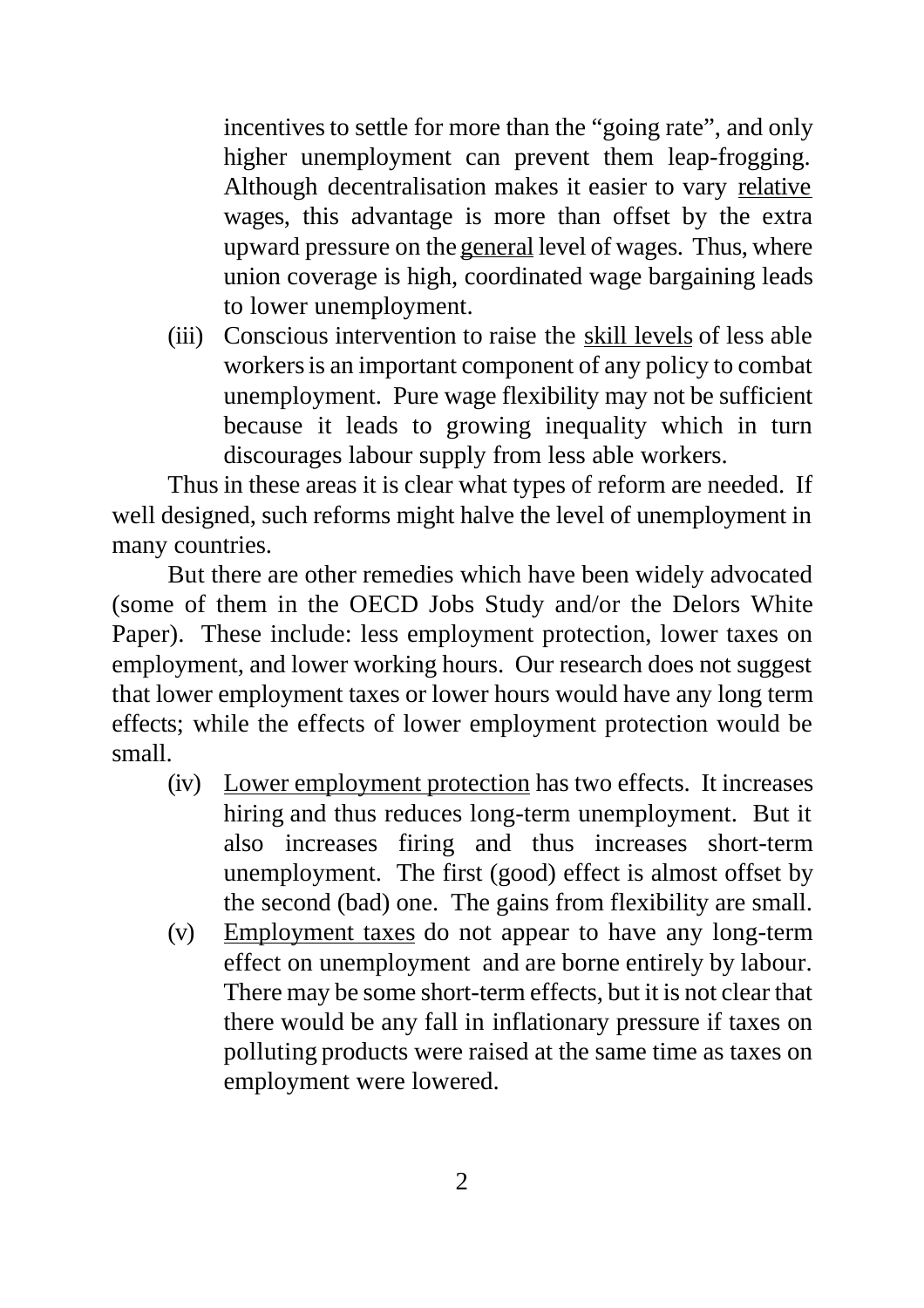incentives to settle for more than the "going rate", and only higher unemployment can prevent them leap-frogging. Although decentralisation makes it easier to vary relative wages, this advantage is more than offset by the extra upward pressure on the general level of wages. Thus, where union coverage is high, coordinated wage bargaining leads to lower unemployment.

(iii) Conscious intervention to raise the skill levels of less able workers is an important component of any policy to combat unemployment. Pure wage flexibility may not be sufficient because it leads to growing inequality which in turn discourages labour supply from less able workers.

Thus in these areas it is clear what types of reform are needed. If well designed, such reforms might halve the level of unemployment in many countries.

But there are other remedies which have been widely advocated (some of them in the OECD Jobs Study and/or the Delors White Paper). These include: less employment protection, lower taxes on employment, and lower working hours. Our research does not suggest that lower employment taxes or lower hours would have any long term effects; while the effects of lower employment protection would be small.

(iv) Lower employment protection has two effects. It increases hiring and thus reduces long-term unemployment. But it also increases firing and thus increases short-term unemployment. The first (good) effect is almost offset by the second (bad) one. The gains from flexibility are small.

(v) Employment taxes do not appear to have any long-term effect on unemployment and are borne entirely by labour. There may be some short-term effects, but it is not clear that there would be any fall in inflationary pressure if taxes on polluting products were raised at the same time as taxes on employment were lowered.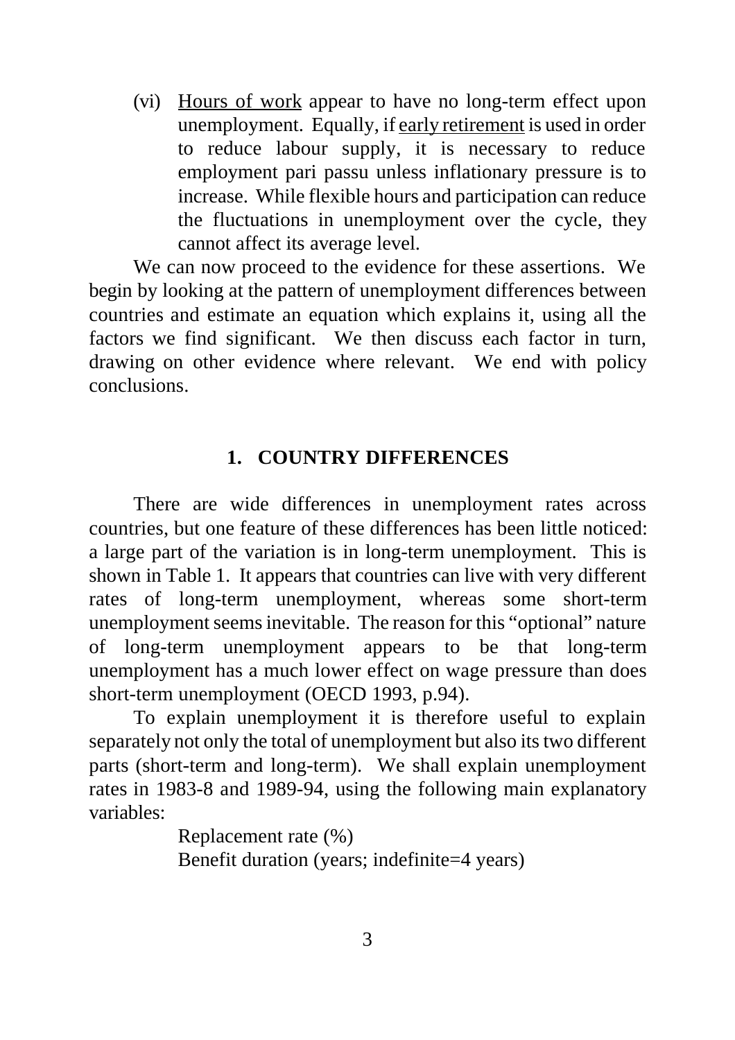(vi) Hours of work appear to have no long-term effect upon unemployment. Equally, if early retirement is used in order to reduce labour supply, it is necessary to reduce employment pari passu unless inflationary pressure is to increase. While flexible hours and participation can reduce the fluctuations in unemployment over the cycle, they cannot affect its average level.

We can now proceed to the evidence for these assertions. We begin by looking at the pattern of unemployment differences between countries and estimate an equation which explains it, using all the factors we find significant. We then discuss each factor in turn, drawing on other evidence where relevant. We end with policy conclusions.

## 1. COUNTRY DIFFERENCES

There are wide differences in unemployment rates across countries, but one feature of these differences has been little noticed: a large part of the variation is in long-term unemployment. This is shown in Table 1. It appears that countries can live with very different rates of long-term unemployment, whereas some short-term unemployment seems inevitable. The reason for this "optional" nature of long-term unemployment appears to be that long-term unemployment has a much lower effect on wage pressure than does short-term unemployment (OECD 1993, p.94).

To explain unemployment it is therefore useful to explain separately not only the total of unemployment but also its two different parts (short-term and long-term). We shall explain unemployment rates in 1983-8 and 1989-94, using the following main explanatory variables:

Replacement rate (%)
Benefit duration (years; indefinite=4 years)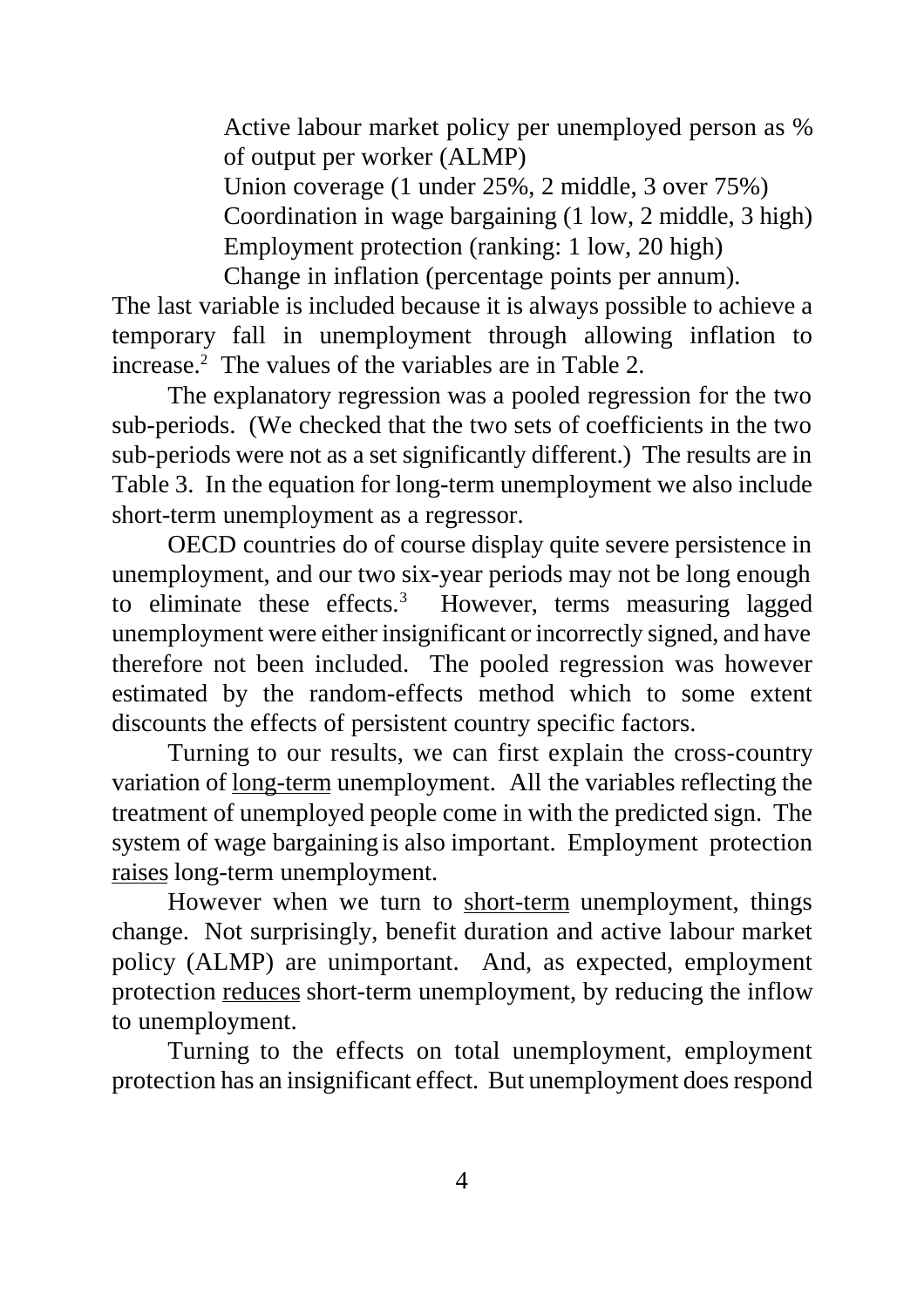Active labour market policy per unemployed person as % of output per worker (ALMP)

Union coverage (1 under 25%, 2 middle, 3 over 75%)

Coordination in wage bargaining (1 low, 2 middle, 3 high)

Employment protection (ranking: 1 low, 20 high)

Change in inflation (percentage points per annum).

The last variable is included because it is always possible to achieve a temporary fall in unemployment through allowing inflation to increase.[2] The values of the variables are in Table 2.

The explanatory regression was a pooled regression for the two sub-periods. (We checked that the two sets of coefficients in the two sub-periods were not as a set significantly different.) The results are in Table 3. In the equation for long-term unemployment we also include short-term unemployment as a regressor.

OECD countries do of course display quite severe persistence in unemployment, and our two six-year periods may not be long enough to eliminate these effects.[3] However, terms measuring lagged unemployment were either insignificant or incorrectly signed, and have therefore not been included. The pooled regression was however estimated by the random-effects method which to some extent discounts the effects of persistent country specific factors.

Turning to our results, we can first explain the cross-country variation of long-term unemployment. All the variables reflecting the treatment of unemployed people come in with the predicted sign. The system of wage bargaining is also important. Employment protection raises long-term unemployment.

However when we turn to short-term unemployment, things change. Not surprisingly, benefit duration and active labour market policy (ALMP) are unimportant. And, as expected, employment protection reduces short-term unemployment, by reducing the inflow to unemployment.

Turning to the effects on total unemployment, employment protection has an insignificant effect. But unemployment does respond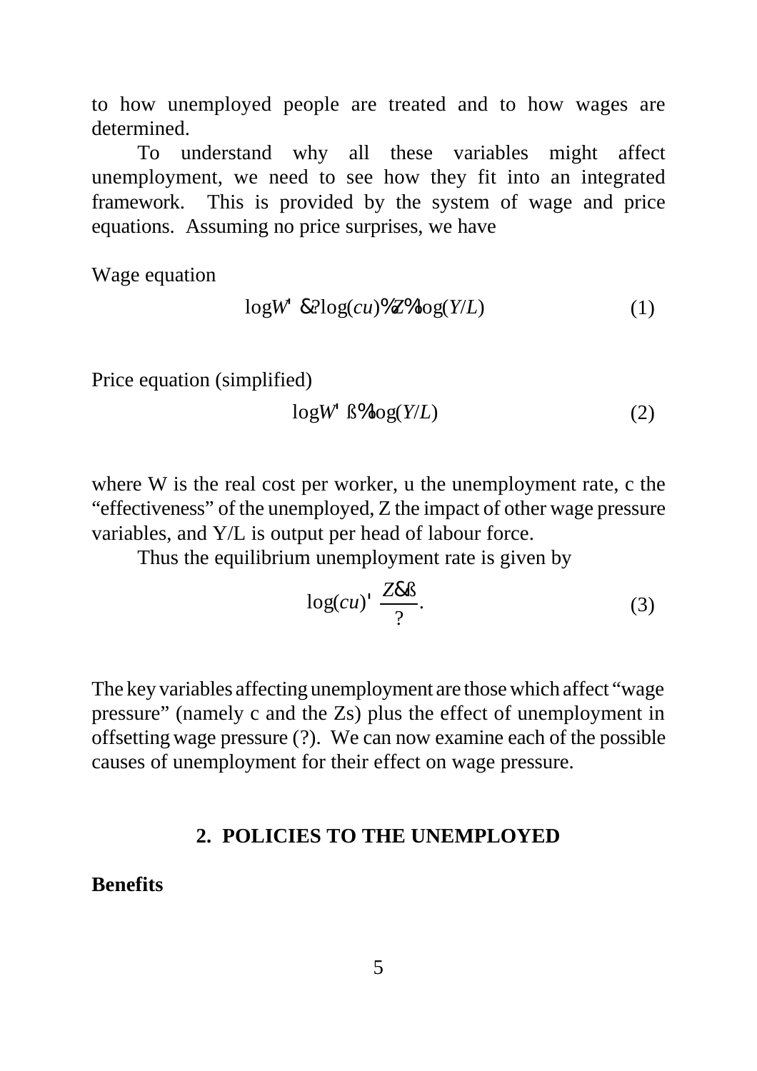to how unemployed people are treated and to how wages are determined.

To understand why all these variables might affect unemployment, we need to see how they fit into an integrated framework. This is provided by the system of wage and price equations. Assuming no price surprises, we have

Wage equation

$$\log W = -\gamma \log(cu) + Z + \log(Y/L) \tag{1}$$

Price equation (simplified)

$$\log W = \beta + \log(Y/L) \tag{2}$$

where W is the real cost per worker, u the unemployment rate, c the "effectiveness" of the unemployed, Z the impact of other wage pressure variables, and Y/L is output per head of labour force.

Thus the equilibrium unemployment rate is given by

$$\log(cu) = \frac{Z - \beta}{\gamma}. \tag{3}$$

The key variables affecting unemployment are those which affect "wage pressure" (namely c and the Zs) plus the effect of unemployment in offsetting wage pressure ($\gamma$). We can now examine each of the possible causes of unemployment for their effect on wage pressure.

## 2. POLICIES TO THE UNEMPLOYED

**Benefits**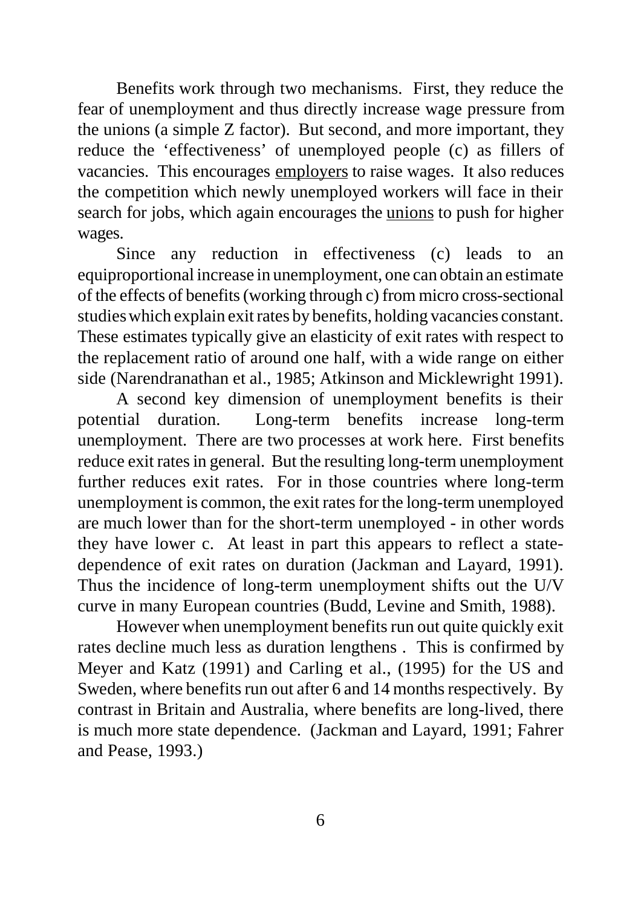Benefits work through two mechanisms. First, they reduce the fear of unemployment and thus directly increase wage pressure from the unions (a simple Z factor). But second, and more important, they reduce the 'effectiveness' of unemployed people (c) as fillers of vacancies. This encourages <u>employers</u> to raise wages. It also reduces the competition which newly unemployed workers will face in their search for jobs, which again encourages the <u>unions</u> to push for higher wages.

Since any reduction in effectiveness (c) leads to an equiproportional increase in unemployment, one can obtain an estimate of the effects of benefits (working through c) from micro cross-sectional studies which explain exit rates by benefits, holding vacancies constant. These estimates typically give an elasticity of exit rates with respect to the replacement ratio of around one half, with a wide range on either side (Narendranathan et al., 1985; Atkinson and Micklewright 1991).

A second key dimension of unemployment benefits is their potential duration. Long-term benefits increase long-term unemployment. There are two processes at work here. First benefits reduce exit rates in general. But the resulting long-term unemployment further reduces exit rates. For in those countries where long-term unemployment is common, the exit rates for the long-term unemployed are much lower than for the short-term unemployed - in other words they have lower c. At least in part this appears to reflect a state-dependence of exit rates on duration (Jackman and Layard, 1991). Thus the incidence of long-term unemployment shifts out the U/V curve in many European countries (Budd, Levine and Smith, 1988).

However when unemployment benefits run out quite quickly exit rates decline much less as duration lengthens . This is confirmed by Meyer and Katz (1991) and Carling et al., (1995) for the US and Sweden, where benefits run out after 6 and 14 months respectively. By contrast in Britain and Australia, where benefits are long-lived, there is much more state dependence. (Jackman and Layard, 1991; Fahrer and Pease, 1993.)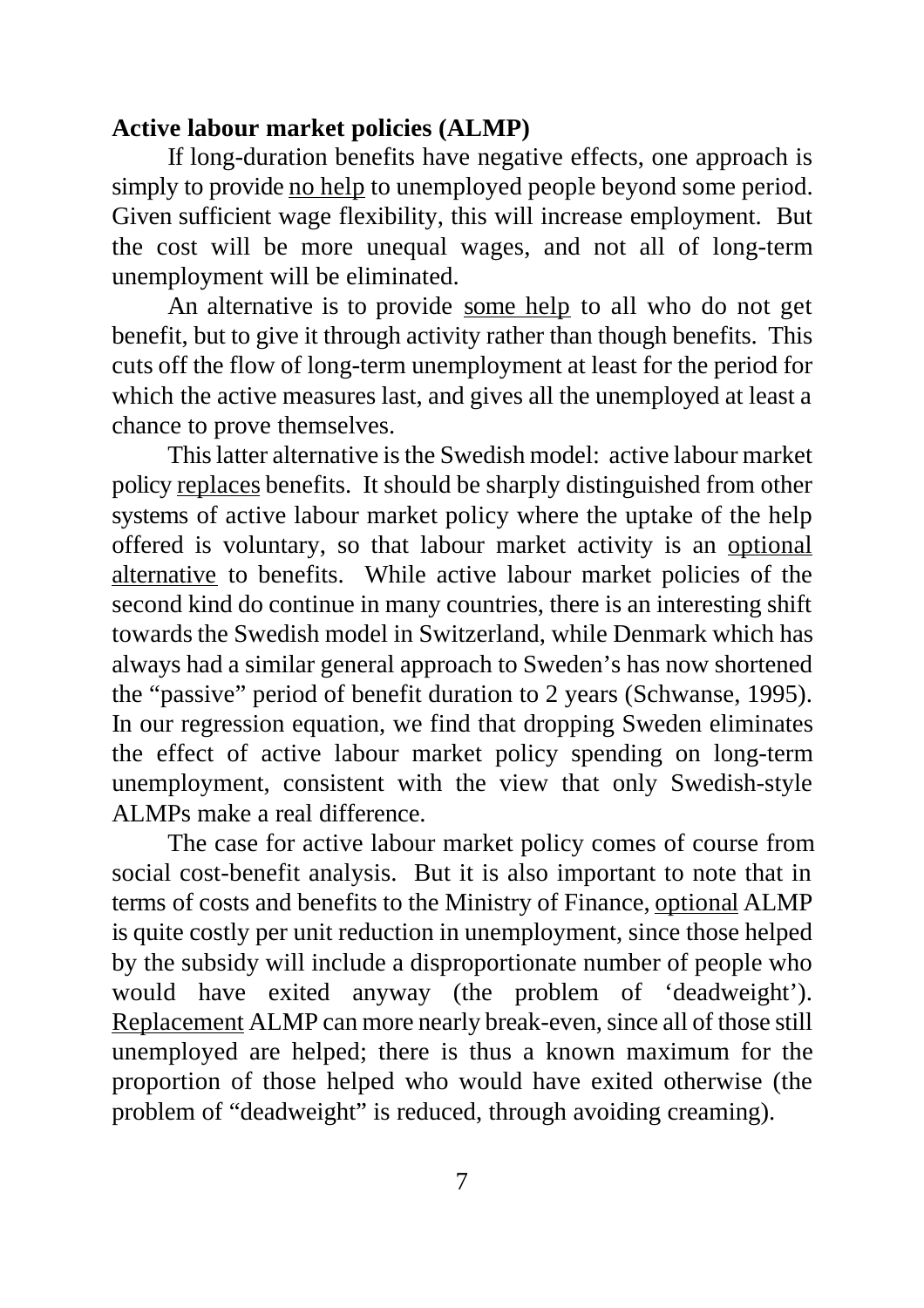**Active labour market policies (ALMP)**

If long-duration benefits have negative effects, one approach is simply to provide <u>no help</u> to unemployed people beyond some period. Given sufficient wage flexibility, this will increase employment. But the cost will be more unequal wages, and not all of long-term unemployment will be eliminated.

An alternative is to provide <u>some help</u> to all who do not get benefit, but to give it through activity rather than though benefits. This cuts off the flow of long-term unemployment at least for the period for which the active measures last, and gives all the unemployed at least a chance to prove themselves.

This latter alternative is the Swedish model: active labour market policy <u>replaces</u> benefits. It should be sharply distinguished from other systems of active labour market policy where the uptake of the help offered is voluntary, so that labour market activity is an <u>optional alternative</u> to benefits. While active labour market policies of the second kind do continue in many countries, there is an interesting shift towards the Swedish model in Switzerland, while Denmark which has always had a similar general approach to Sweden's has now shortened the "passive" period of benefit duration to 2 years (Schwanse, 1995). In our regression equation, we find that dropping Sweden eliminates the effect of active labour market policy spending on long-term unemployment, consistent with the view that only Swedish-style ALMPs make a real difference.

The case for active labour market policy comes of course from social cost-benefit analysis. But it is also important to note that in terms of costs and benefits to the Ministry of Finance, <u>optional</u> ALMP is quite costly per unit reduction in unemployment, since those helped by the subsidy will include a disproportionate number of people who would have exited anyway (the problem of 'deadweight'). <u>Replacement</u> ALMP can more nearly break-even, since all of those still unemployed are helped; there is thus a known maximum for the proportion of those helped who would have exited otherwise (the problem of "deadweight" is reduced, through avoiding creaming).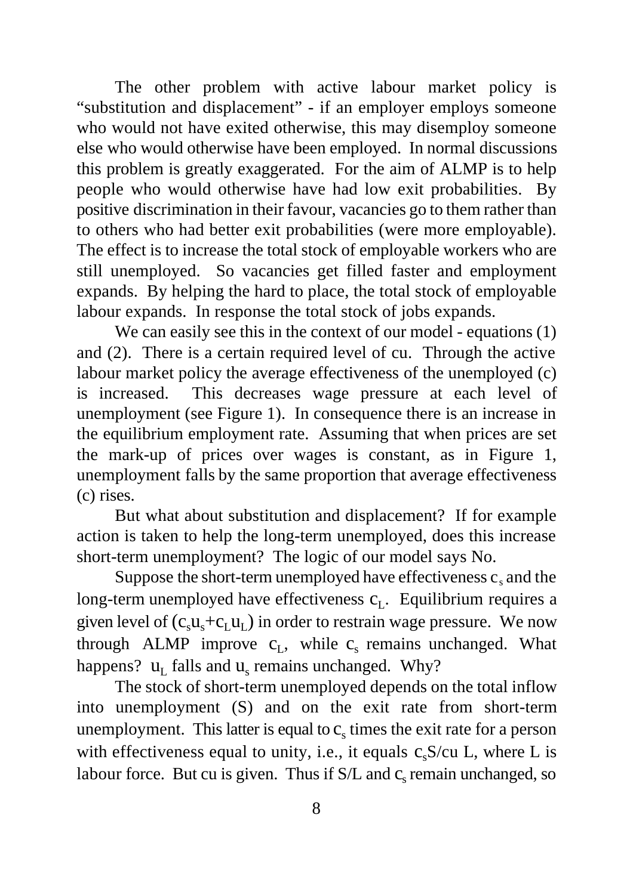The other problem with active labour market policy is "substitution and displacement" - if an employer employs someone who would not have exited otherwise, this may disemploy someone else who would otherwise have been employed. In normal discussions this problem is greatly exaggerated. For the aim of ALMP is to help people who would otherwise have had low exit probabilities. By positive discrimination in their favour, vacancies go to them rather than to others who had better exit probabilities (were more employable). The effect is to increase the total stock of employable workers who are still unemployed. So vacancies get filled faster and employment expands. By helping the hard to place, the total stock of employable labour expands. In response the total stock of jobs expands.

We can easily see this in the context of our model - equations (1) and (2). There is a certain required level of cu. Through the active labour market policy the average effectiveness of the unemployed (c) is increased. This decreases wage pressure at each level of unemployment (see Figure 1). In consequence there is an increase in the equilibrium employment rate. Assuming that when prices are set the mark-up of prices over wages is constant, as in Figure 1, unemployment falls by the same proportion that average effectiveness (c) rises.

But what about substitution and displacement? If for example action is taken to help the long-term unemployed, does this increase short-term unemployment? The logic of our model says No.

Suppose the short-term unemployed have effectiveness $c_s$ and the long-term unemployed have effectiveness $c_L$. Equilibrium requires a given level of $(c_s u_s + c_L u_L)$ in order to restrain wage pressure. We now through ALMP improve $c_L$, while $c_s$ remains unchanged. What happens? $u_L$ falls and $u_s$ remains unchanged. Why?

The stock of short-term unemployed depends on the total inflow into unemployment (S) and on the exit rate from short-term unemployment. This latter is equal to $c_s$ times the exit rate for a person with effectiveness equal to unity, i.e., it equals $c_s S/cu\ L$, where L is labour force. But cu is given. Thus if S/L and $c_s$ remain unchanged, so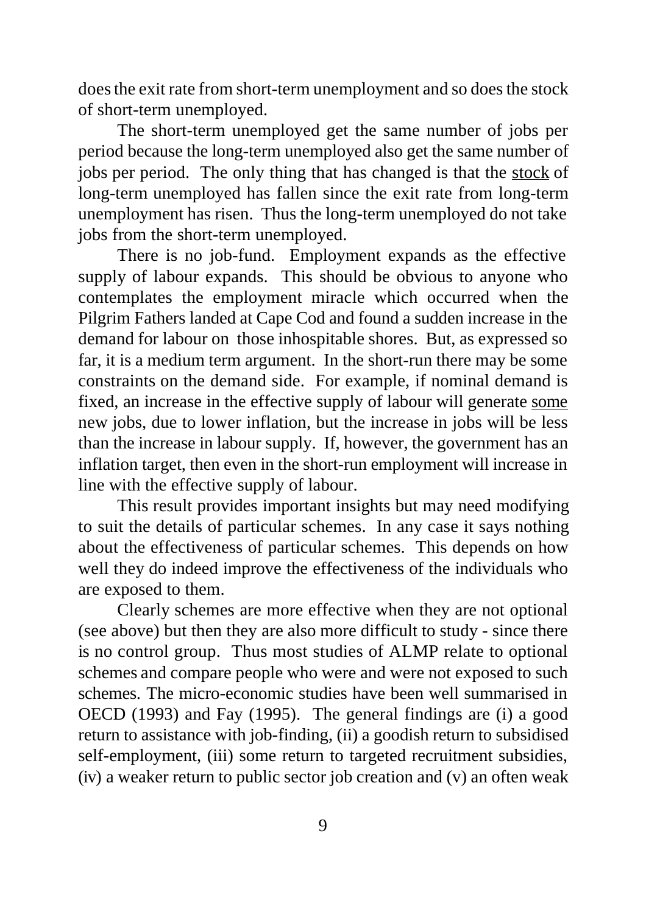does the exit rate from short-term unemployment and so does the stock of short-term unemployed.

The short-term unemployed get the same number of jobs per period because the long-term unemployed also get the same number of jobs per period. The only thing that has changed is that the <u>stock</u> of long-term unemployed has fallen since the exit rate from long-term unemployment has risen. Thus the long-term unemployed do not take jobs from the short-term unemployed.

There is no job-fund. Employment expands as the effective supply of labour expands. This should be obvious to anyone who contemplates the employment miracle which occurred when the Pilgrim Fathers landed at Cape Cod and found a sudden increase in the demand for labour on those inhospitable shores. But, as expressed so far, it is a medium term argument. In the short-run there may be some constraints on the demand side. For example, if nominal demand is fixed, an increase in the effective supply of labour will generate <u>some</u> new jobs, due to lower inflation, but the increase in jobs will be less than the increase in labour supply. If, however, the government has an inflation target, then even in the short-run employment will increase in line with the effective supply of labour.

This result provides important insights but may need modifying to suit the details of particular schemes. In any case it says nothing about the effectiveness of particular schemes. This depends on how well they do indeed improve the effectiveness of the individuals who are exposed to them.

Clearly schemes are more effective when they are not optional (see above) but then they are also more difficult to study - since there is no control group. Thus most studies of ALMP relate to optional schemes and compare people who were and were not exposed to such schemes. The micro-economic studies have been well summarised in OECD (1993) and Fay (1995). The general findings are (i) a good return to assistance with job-finding, (ii) a goodish return to subsidised self-employment, (iii) some return to targeted recruitment subsidies, (iv) a weaker return to public sector job creation and (v) an often weak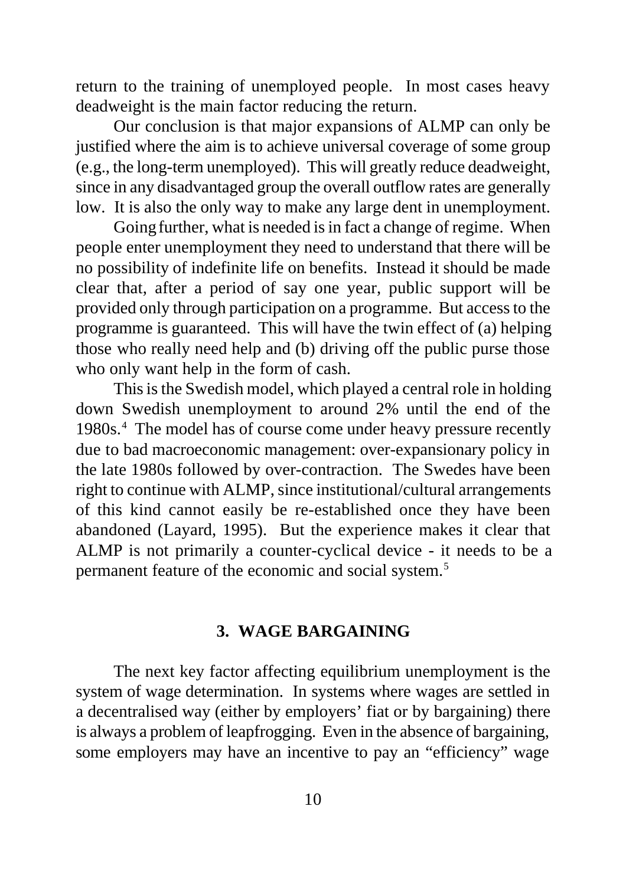return to the training of unemployed people. In most cases heavy deadweight is the main factor reducing the return.

Our conclusion is that major expansions of ALMP can only be justified where the aim is to achieve universal coverage of some group (e.g., the long-term unemployed). This will greatly reduce deadweight, since in any disadvantaged group the overall outflow rates are generally low. It is also the only way to make any large dent in unemployment.

Going further, what is needed is in fact a change of regime. When people enter unemployment they need to understand that there will be no possibility of indefinite life on benefits. Instead it should be made clear that, after a period of say one year, public support will be provided only through participation on a programme. But access to the programme is guaranteed. This will have the twin effect of (a) helping those who really need help and (b) driving off the public purse those who only want help in the form of cash.

This is the Swedish model, which played a central role in holding down Swedish unemployment to around 2% until the end of the 1980s.[4] The model has of course come under heavy pressure recently due to bad macroeconomic management: over-expansionary policy in the late 1980s followed by over-contraction. The Swedes have been right to continue with ALMP, since institutional/cultural arrangements of this kind cannot easily be re-established once they have been abandoned (Layard, 1995). But the experience makes it clear that ALMP is not primarily a counter-cyclical device - it needs to be a permanent feature of the economic and social system.[5]

## 3. WAGE BARGAINING

The next key factor affecting equilibrium unemployment is the system of wage determination. In systems where wages are settled in a decentralised way (either by employers' fiat or by bargaining) there is always a problem of leapfrogging. Even in the absence of bargaining, some employers may have an incentive to pay an "efficiency" wage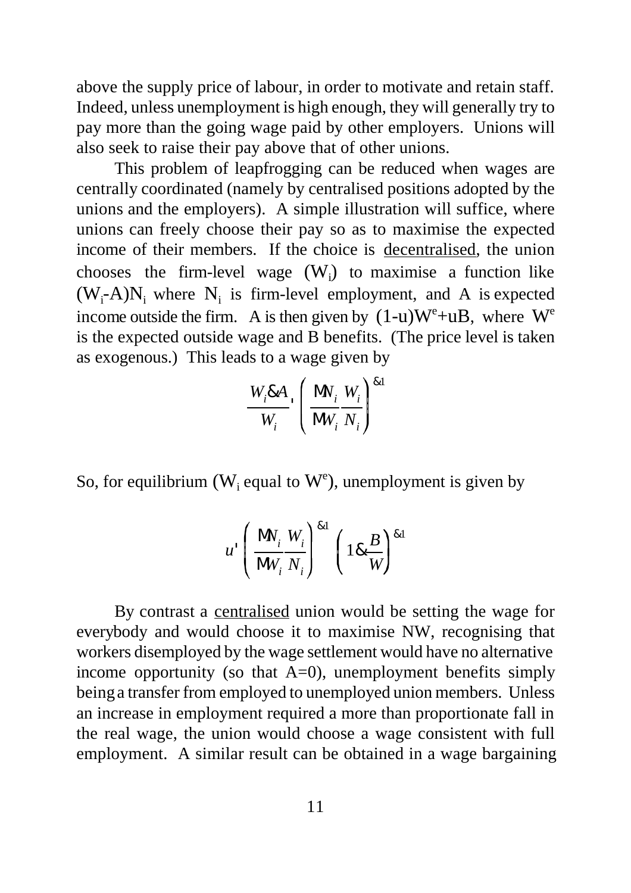above the supply price of labour, in order to motivate and retain staff. Indeed, unless unemployment is high enough, they will generally try to pay more than the going wage paid by other employers. Unions will also seek to raise their pay above that of other unions.

This problem of leapfrogging can be reduced when wages are centrally coordinated (namely by centralised positions adopted by the unions and the employers). A simple illustration will suffice, where unions can freely choose their pay so as to maximise the expected income of their members. If the choice is decentralised, the union chooses the firm-level wage ($W_i$) to maximise a function like $(W_i\text{-}A)N_i$ where $N_i$ is firm-level employment, and A is expected income outside the firm. A is then given by $(1\text{-}u)W^e\text{+}uB$, where $W^e$ is the expected outside wage and B benefits. (The price level is taken as exogenous.) This leads to a wage given by

$$\frac{W_i - A}{W_i} = \left( \frac{\partial N_i}{\partial W_i} \frac{W_i}{N_i} \right)^{-1}$$

So, for equilibrium ($W_i$ equal to $W^e$), unemployment is given by

$$u = \left( \frac{\partial N_i}{\partial W_i} \frac{W_i}{N_i} \right)^{-1} \left( 1 - \frac{B}{W} \right)^{-1}$$

By contrast a centralised union would be setting the wage for everybody and would choose it to maximise NW, recognising that workers disemployed by the wage settlement would have no alternative income opportunity (so that A=0), unemployment benefits simply being a transfer from employed to unemployed union members. Unless an increase in employment required a more than proportionate fall in the real wage, the union would choose a wage consistent with full employment. A similar result can be obtained in a wage bargaining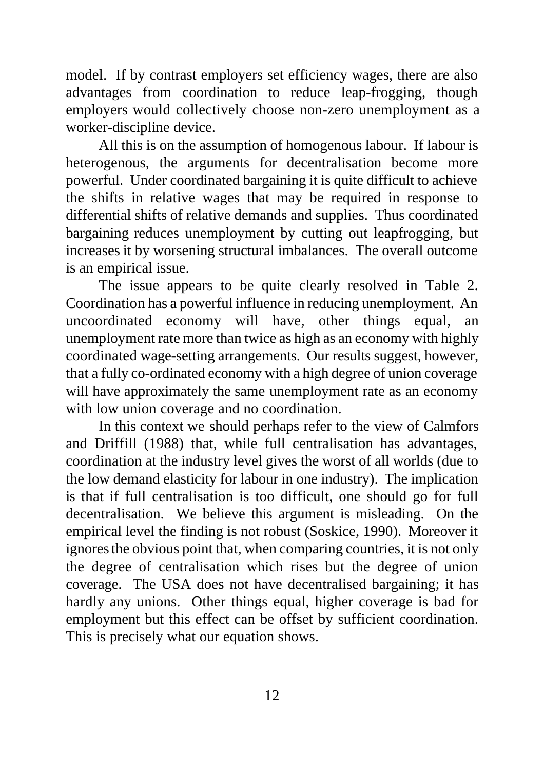model. If by contrast employers set efficiency wages, there are also advantages from coordination to reduce leap-frogging, though employers would collectively choose non-zero unemployment as a worker-discipline device.

All this is on the assumption of homogenous labour. If labour is heterogenous, the arguments for decentralisation become more powerful. Under coordinated bargaining it is quite difficult to achieve the shifts in relative wages that may be required in response to differential shifts of relative demands and supplies. Thus coordinated bargaining reduces unemployment by cutting out leapfrogging, but increases it by worsening structural imbalances. The overall outcome is an empirical issue.

The issue appears to be quite clearly resolved in Table 2. Coordination has a powerful influence in reducing unemployment. An uncoordinated economy will have, other things equal, an unemployment rate more than twice as high as an economy with highly coordinated wage-setting arrangements. Our results suggest, however, that a fully co-ordinated economy with a high degree of union coverage will have approximately the same unemployment rate as an economy with low union coverage and no coordination.

In this context we should perhaps refer to the view of Calmfors and Driffill (1988) that, while full centralisation has advantages, coordination at the industry level gives the worst of all worlds (due to the low demand elasticity for labour in one industry). The implication is that if full centralisation is too difficult, one should go for full decentralisation. We believe this argument is misleading. On the empirical level the finding is not robust (Soskice, 1990). Moreover it ignores the obvious point that, when comparing countries, it is not only the degree of centralisation which rises but the degree of union coverage. The USA does not have decentralised bargaining; it has hardly any unions. Other things equal, higher coverage is bad for employment but this effect can be offset by sufficient coordination. This is precisely what our equation shows.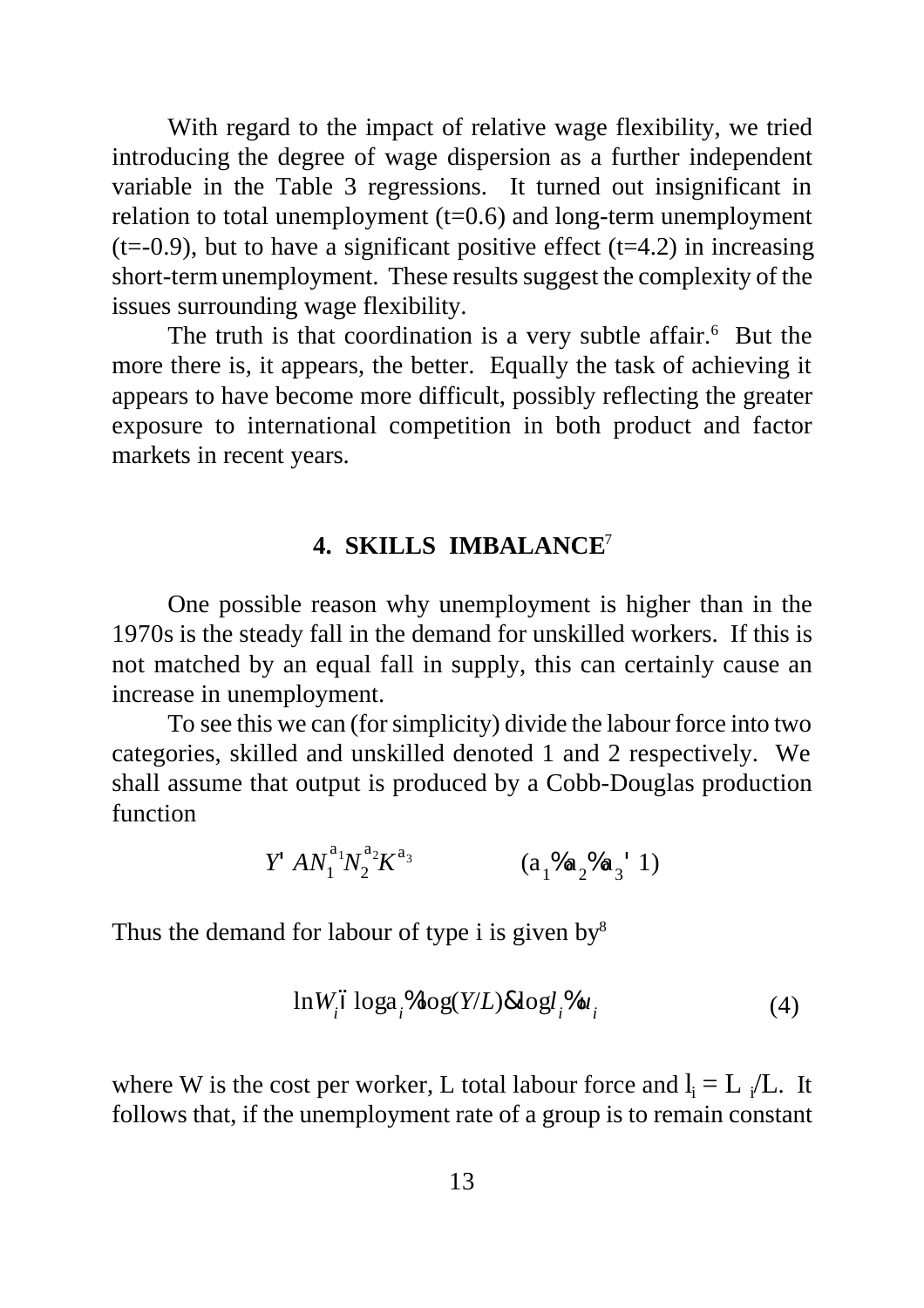With regard to the impact of relative wage flexibility, we tried introducing the degree of wage dispersion as a further independent variable in the Table 3 regressions. It turned out insignificant in relation to total unemployment (t=0.6) and long-term unemployment (t=-0.9), but to have a significant positive effect (t=4.2) in increasing short-term unemployment. These results suggest the complexity of the issues surrounding wage flexibility.

The truth is that coordination is a very subtle affair.[6] But the more there is, it appears, the better. Equally the task of achieving it appears to have become more difficult, possibly reflecting the greater exposure to international competition in both product and factor markets in recent years.

## 4. SKILLS IMBALANCE[7]

One possible reason why unemployment is higher than in the 1970s is the steady fall in the demand for unskilled workers. If this is not matched by an equal fall in supply, this can certainly cause an increase in unemployment.

To see this we can (for simplicity) divide the labour force into two categories, skilled and unskilled denoted 1 and 2 respectively. We shall assume that output is produced by a Cobb-Douglas production function

$$Y = AN_1^{\alpha_1}N_2^{\alpha_2}K^{\alpha_3} \qquad (\alpha_1+\alpha_2+\alpha_3 = 1)$$

Thus the demand for labour of type i is given by[8]

$$\ln W_i \equiv \log\alpha_i + \log(Y/L) - \log l_i + u_i \qquad (4)$$

where W is the cost per worker, L total labour force and $l_i = L_i/L$. It follows that, if the unemployment rate of a group is to remain constant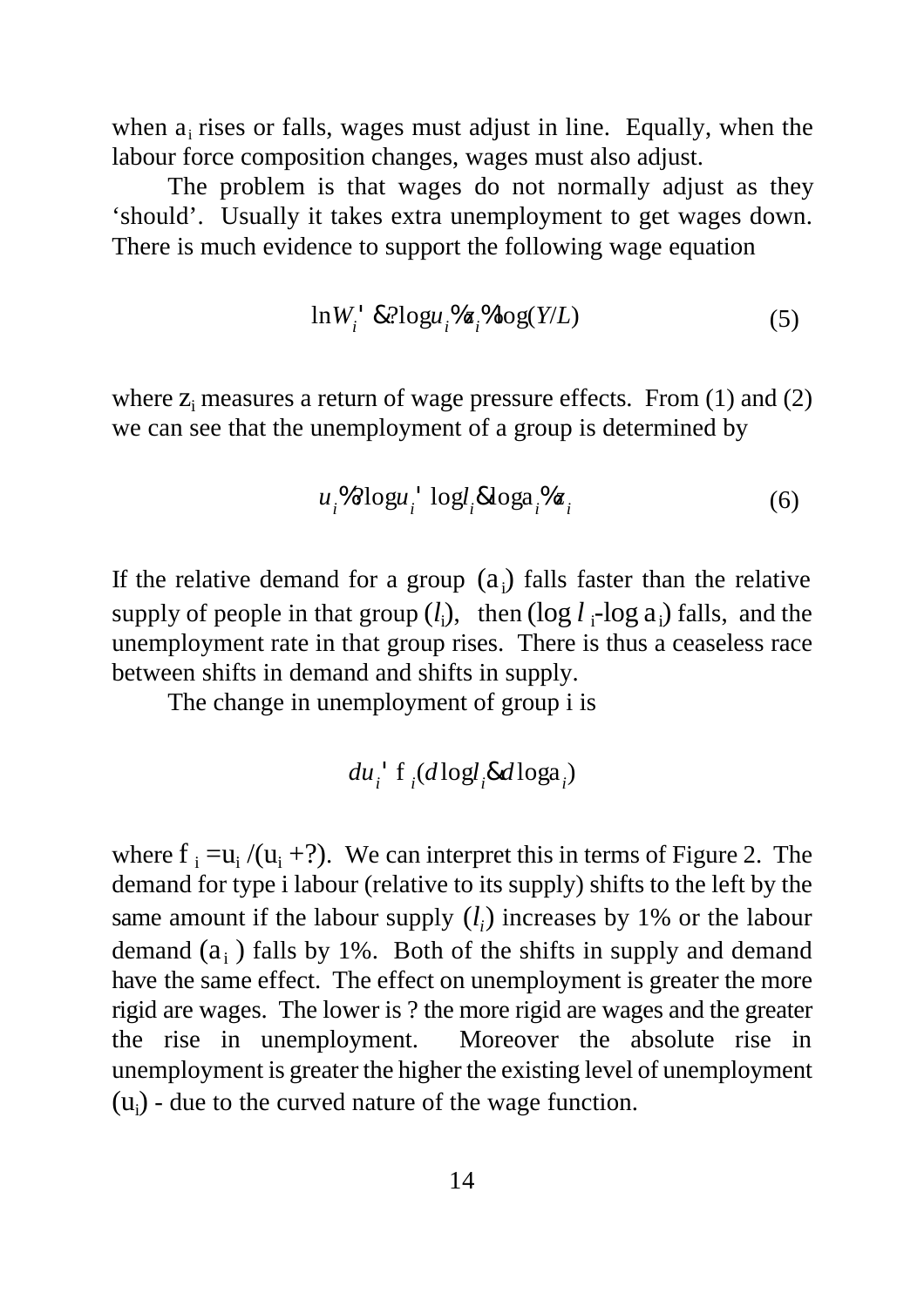when $a_i$ rises or falls, wages must adjust in line. Equally, when the labour force composition changes, wages must also adjust.

The problem is that wages do not normally adjust as they 'should'. Usually it takes extra unemployment to get wages down. There is much evidence to support the following wage equation

$$\ln W_i = -\gamma \log u_i + z_i + \log(Y/L) \tag{5}$$

where $z_i$ measures a return of wage pressure effects. From (1) and (2) we can see that the unemployment of a group is determined by

$$u_i + \gamma \log u_i = \log l_i - \log a_i + z_i \tag{6}$$

If the relative demand for a group $(a_i)$ falls faster than the relative supply of people in that group $(l_i)$, then $(\log l_i - \log a_i)$ falls, and the unemployment rate in that group rises. There is thus a ceaseless race between shifts in demand and shifts in supply.

The change in unemployment of group i is

$$du_i = f_i(d\log l_i - d\log a_i)$$

where $f_i = u_i/(u_i + \gamma)$. We can interpret this in terms of Figure 2. The demand for type i labour (relative to its supply) shifts to the left by the same amount if the labour supply $(l_i)$ increases by 1% or the labour demand $(a_i)$ falls by 1%. Both of the shifts in supply and demand have the same effect. The effect on unemployment is greater the more rigid are wages. The lower is $\gamma$ the more rigid are wages and the greater the rise in unemployment. Moreover the absolute rise in unemployment is greater the higher the existing level of unemployment $(u_i)$ - due to the curved nature of the wage function.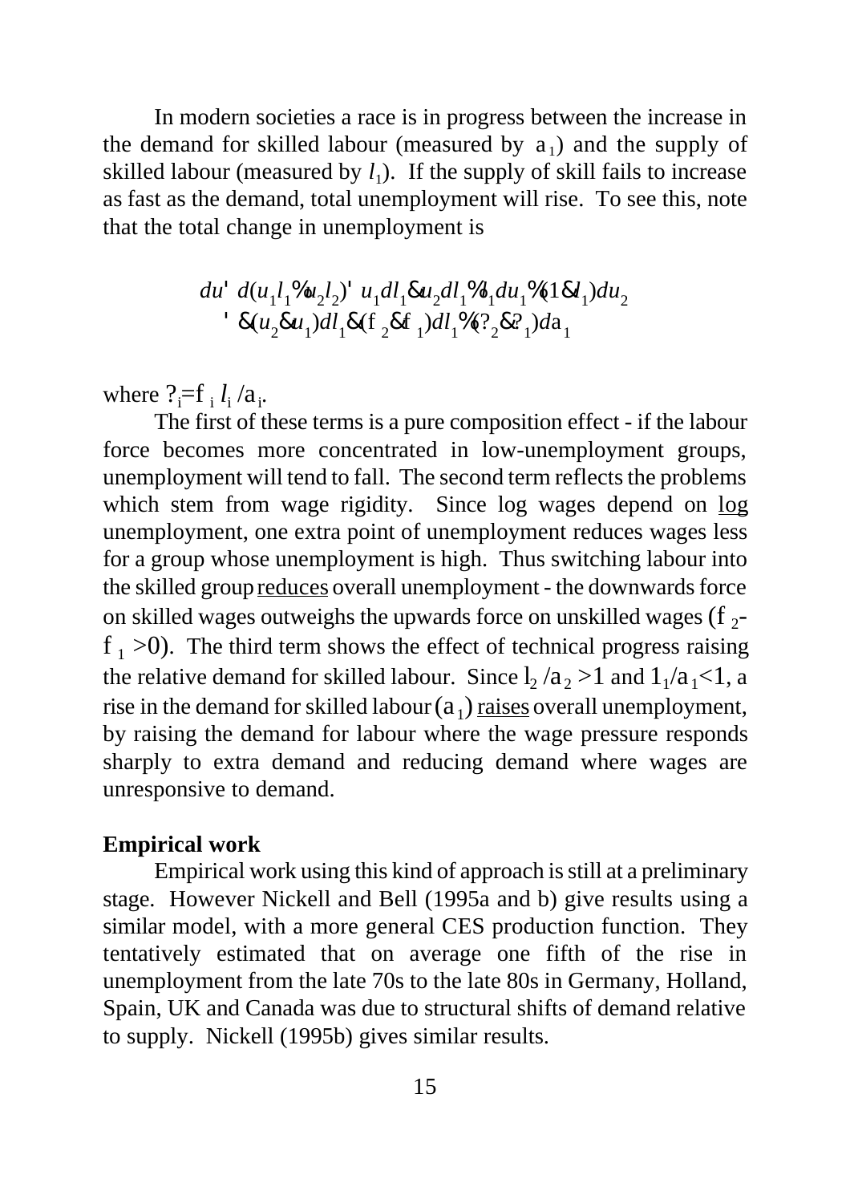In modern societies a race is in progress between the increase in the demand for skilled labour (measured by $\alpha_1$) and the supply of skilled labour (measured by $l_1$). If the supply of skill fails to increase as fast as the demand, total unemployment will rise. To see this, note that the total change in unemployment is

$$
\begin{aligned}
du &= d(u_1 l_1 + u_2 l_2) = u_1 dl_1 - u_2 dl_1 + l_1 du_1 + (1 - l_1) du_2 \\
&= -(u_2 - u_1) dl_1 - (\phi_2 - \phi_1) dl_1 + (\eta_2 - \eta_1) d\alpha_1
\end{aligned}
$$

where $\eta_i = \phi_i l_i / \alpha_i$.

The first of these terms is a pure composition effect - if the labour force becomes more concentrated in low-unemployment groups, unemployment will tend to fall. The second term reflects the problems which stem from wage rigidity. Since log wages depend on log unemployment, one extra point of unemployment reduces wages less for a group whose unemployment is high. Thus switching labour into the skilled group reduces overall unemployment - the downwards force on skilled wages outweighs the upwards force on unskilled wages ($\phi_2 - \phi_1 > 0$). The third term shows the effect of technical progress raising the relative demand for skilled labour. Since $l_2/\alpha_2 > 1$ and $l_1/\alpha_1 < 1$, a rise in the demand for skilled labour ($\alpha_1$) raises overall unemployment, by raising the demand for labour where the wage pressure responds sharply to extra demand and reducing demand where wages are unresponsive to demand.

**Empirical work**

Empirical work using this kind of approach is still at a preliminary stage. However Nickell and Bell (1995a and b) give results using a similar model, with a more general CES production function. They tentatively estimated that on average one fifth of the rise in unemployment from the late 70s to the late 80s in Germany, Holland, Spain, UK and Canada was due to structural shifts of demand relative to supply. Nickell (1995b) gives similar results.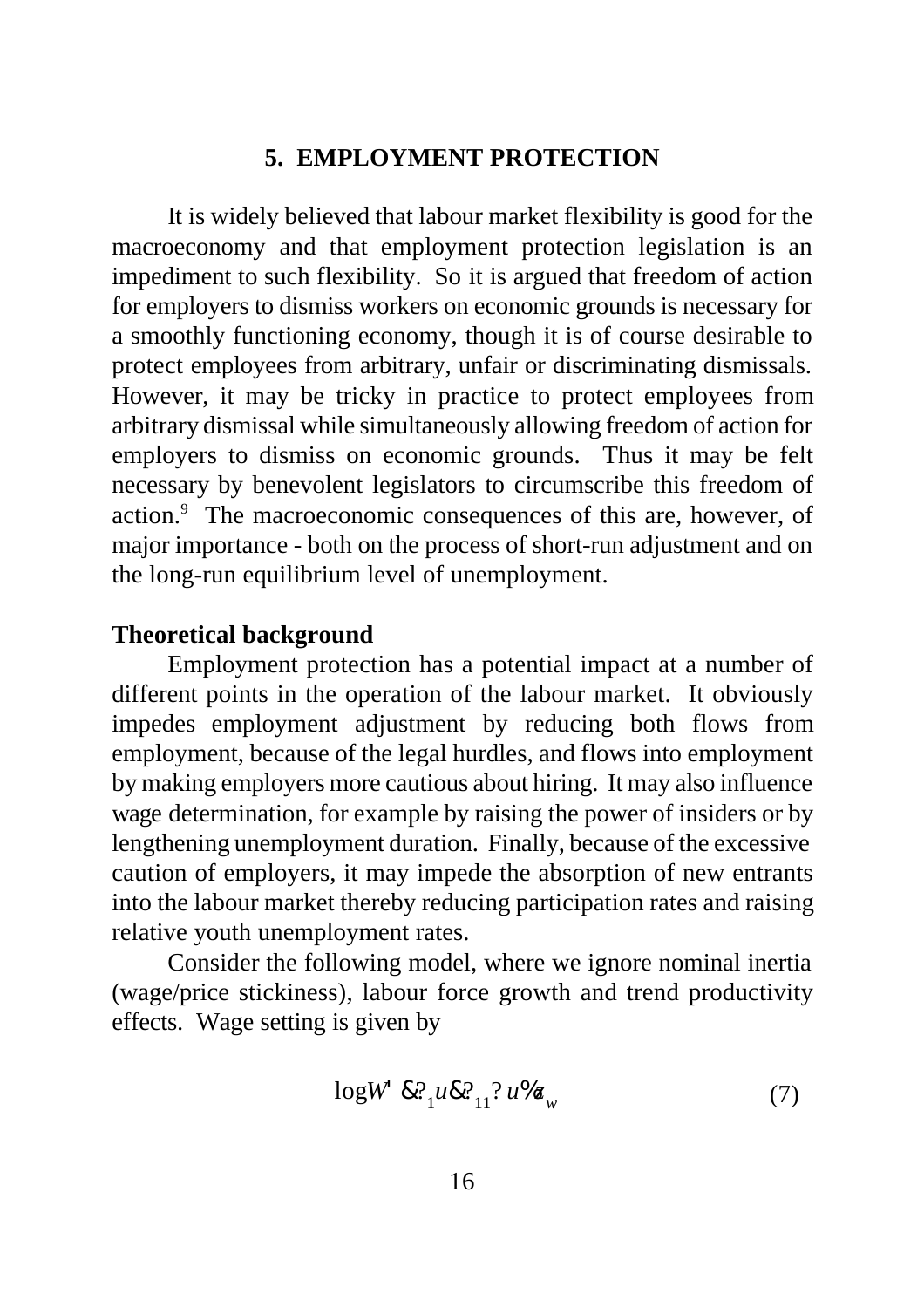## 5. EMPLOYMENT PROTECTION

It is widely believed that labour market flexibility is good for the macroeconomy and that employment protection legislation is an impediment to such flexibility. So it is argued that freedom of action for employers to dismiss workers on economic grounds is necessary for a smoothly functioning economy, though it is of course desirable to protect employees from arbitrary, unfair or discriminating dismissals. However, it may be tricky in practice to protect employees from arbitrary dismissal while simultaneously allowing freedom of action for employers to dismiss on economic grounds. Thus it may be felt necessary by benevolent legislators to circumscribe this freedom of action.[9] The macroeconomic consequences of this are, however, of major importance - both on the process of short-run adjustment and on the long-run equilibrium level of unemployment.

**Theoretical background**

Employment protection has a potential impact at a number of different points in the operation of the labour market. It obviously impedes employment adjustment by reducing both flows from employment, because of the legal hurdles, and flows into employment by making employers more cautious about hiring. It may also influence wage determination, for example by raising the power of insiders or by lengthening unemployment duration. Finally, because of the excessive caution of employers, it may impede the absorption of new entrants into the labour market thereby reducing participation rates and raising relative youth unemployment rates.

Consider the following model, where we ignore nominal inertia (wage/price stickiness), labour force growth and trend productivity effects. Wage setting is given by

$$\log W = -\beta_1 u - \beta_{11} \Delta u + z_w \qquad (7)$$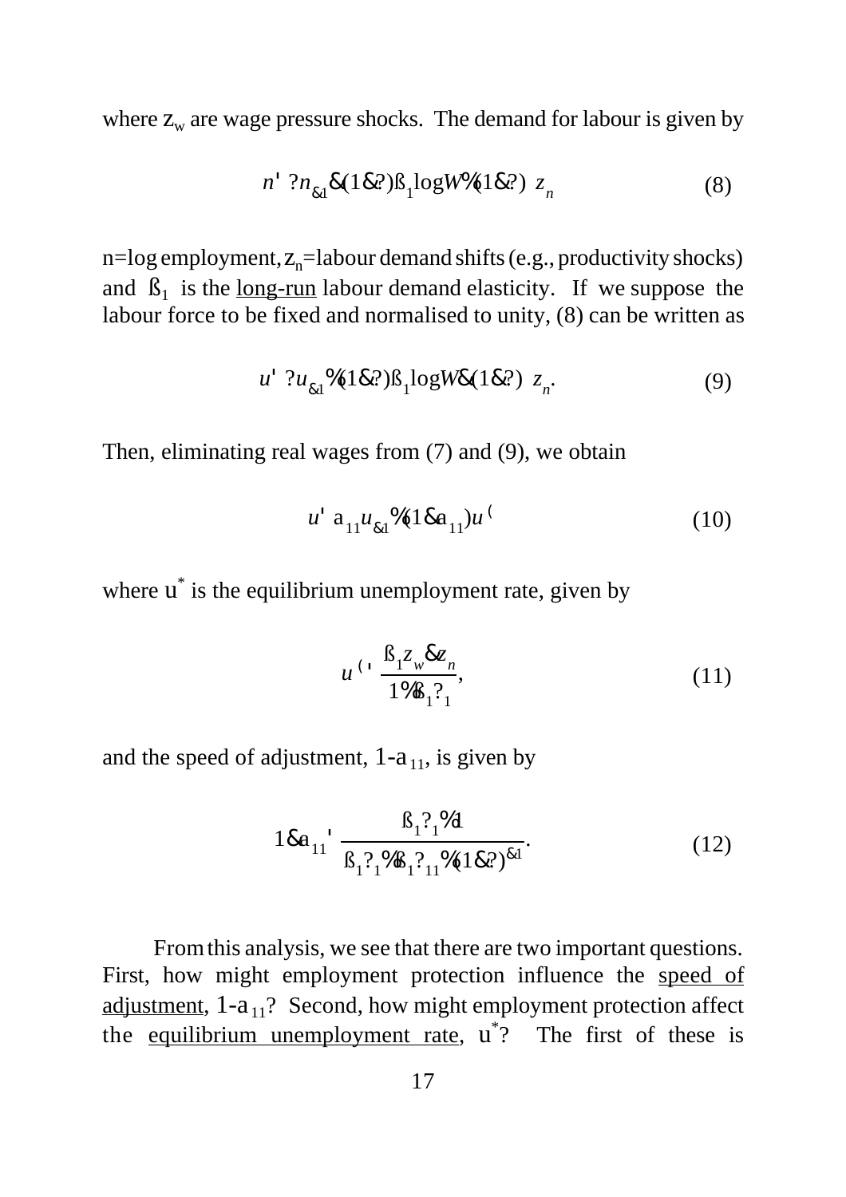where $z_w$ are wage pressure shocks. The demand for labour is given by

$$n = \lambda n_{-1} - (1-\lambda)\beta_1 \log W + (1-\lambda)\, z_n \tag{8}$$

n=log employment, $z_n$=labour demand shifts (e.g., productivity shocks) and $\beta_1$ is the <u>long-run</u> labour demand elasticity. If we suppose the labour force to be fixed and normalised to unity, (8) can be written as

$$u = \lambda u_{-1} + (1-\lambda)\beta_1 \log W - (1-\lambda)\, z_n. \tag{9}$$

Then, eliminating real wages from (7) and (9), we obtain

$$u = a_{11} u_{-1} + (1 - a_{11}) u^{*} \tag{10}$$

where $u^*$ is the equilibrium unemployment rate, given by

$$u^{*} = \frac{\beta_1 z_w - z_n}{1 + \beta_1 \gamma_1}, \tag{11}$$

and the speed of adjustment, $1\text{-}a_{11}$, is given by

$$1 - a_{11} = \frac{\beta_1 \gamma_1 + 1}{\beta_1 \gamma_1 + \beta_1 \gamma_{11} + (1-\lambda)^{-1}}. \tag{12}$$

From this analysis, we see that there are two important questions. First, how might employment protection influence the <u>speed of adjustment</u>, $1\text{-}a_{11}$? Second, how might employment protection affect the <u>equilibrium unemployment rate</u>, $u^*$? The first of these is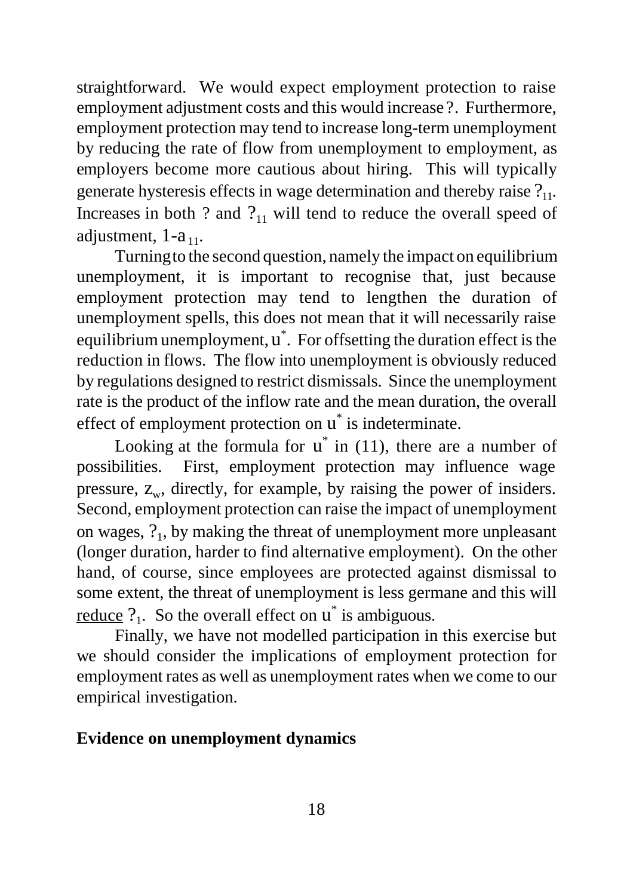straightforward. We would expect employment protection to raise employment adjustment costs and this would increase ?. Furthermore, employment protection may tend to increase long-term unemployment by reducing the rate of flow from unemployment to employment, as employers become more cautious about hiring. This will typically generate hysteresis effects in wage determination and thereby raise $?_{11}$. Increases in both ? and $?_{11}$ will tend to reduce the overall speed of adjustment, $1\text{-}a_{11}$.

Turning to the second question, namely the impact on equilibrium unemployment, it is important to recognise that, just because employment protection may tend to lengthen the duration of unemployment spells, this does not mean that it will necessarily raise equilibrium unemployment, $u^*$. For offsetting the duration effect is the reduction in flows. The flow into unemployment is obviously reduced by regulations designed to restrict dismissals. Since the unemployment rate is the product of the inflow rate and the mean duration, the overall effect of employment protection on $u^*$ is indeterminate.

Looking at the formula for $u^*$ in (11), there are a number of possibilities. First, employment protection may influence wage pressure, $z_w$, directly, for example, by raising the power of insiders. Second, employment protection can raise the impact of unemployment on wages, $?_1$, by making the threat of unemployment more unpleasant (longer duration, harder to find alternative employment). On the other hand, of course, since employees are protected against dismissal to some extent, the threat of unemployment is less germane and this will reduce $?_1$. So the overall effect on $u^*$ is ambiguous.

Finally, we have not modelled participation in this exercise but we should consider the implications of employment protection for employment rates as well as unemployment rates when we come to our empirical investigation.

**Evidence on unemployment dynamics**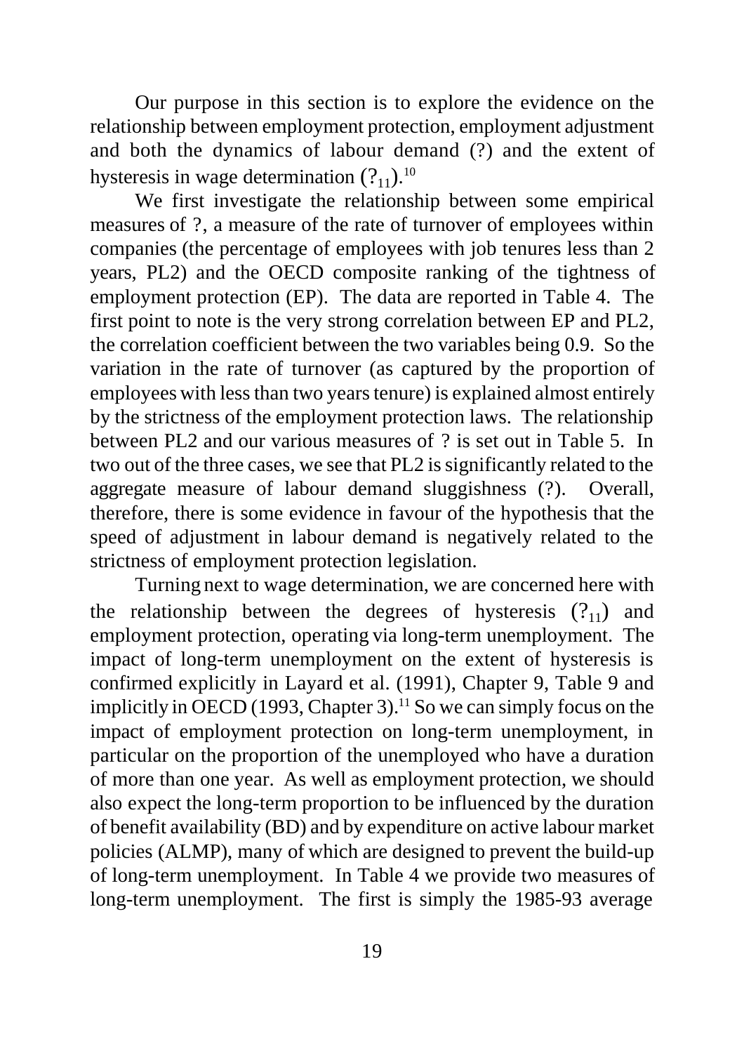Our purpose in this section is to explore the evidence on the relationship between employment protection, employment adjustment and both the dynamics of labour demand (?) and the extent of hysteresis in wage determination ($?_{11}$).[10]

We first investigate the relationship between some empirical measures of ?, a measure of the rate of turnover of employees within companies (the percentage of employees with job tenures less than 2 years, PL2) and the OECD composite ranking of the tightness of employment protection (EP). The data are reported in Table 4. The first point to note is the very strong correlation between EP and PL2, the correlation coefficient between the two variables being 0.9. So the variation in the rate of turnover (as captured by the proportion of employees with less than two years tenure) is explained almost entirely by the strictness of the employment protection laws. The relationship between PL2 and our various measures of ? is set out in Table 5. In two out of the three cases, we see that PL2 is significantly related to the aggregate measure of labour demand sluggishness (?). Overall, therefore, there is some evidence in favour of the hypothesis that the speed of adjustment in labour demand is negatively related to the strictness of employment protection legislation.

Turning next to wage determination, we are concerned here with the relationship between the degrees of hysteresis ($?_{11}$) and employment protection, operating via long-term unemployment. The impact of long-term unemployment on the extent of hysteresis is confirmed explicitly in Layard et al. (1991), Chapter 9, Table 9 and implicitly in OECD (1993, Chapter 3).[11] So we can simply focus on the impact of employment protection on long-term unemployment, in particular on the proportion of the unemployed who have a duration of more than one year. As well as employment protection, we should also expect the long-term proportion to be influenced by the duration of benefit availability (BD) and by expenditure on active labour market policies (ALMP), many of which are designed to prevent the build-up of long-term unemployment. In Table 4 we provide two measures of long-term unemployment. The first is simply the 1985-93 average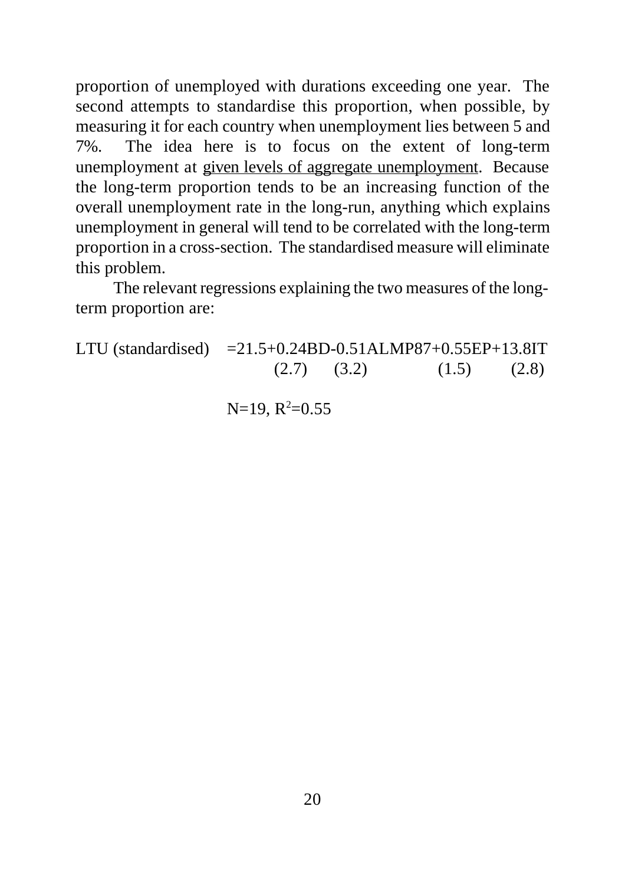proportion of unemployed with durations exceeding one year. The second attempts to standardise this proportion, when possible, by measuring it for each country when unemployment lies between 5 and 7%. The idea here is to focus on the extent of long-term unemployment at <u>given levels of aggregate unemployment</u>. Because the long-term proportion tends to be an increasing function of the overall unemployment rate in the long-run, anything which explains unemployment in general will tend to be correlated with the long-term proportion in a cross-section. The standardised measure will eliminate this problem.

The relevant regressions explaining the two measures of the long-term proportion are:

$$\text{LTU (standardised)} = \underset{}{21.5} + \underset{(2.7)}{0.24\text{BD}} - \underset{(3.2)}{0.51\text{ALMP87}} + \underset{(1.5)}{0.55\text{EP}} + \underset{(2.8)}{13.8\text{IT}}$$

$N=19$, $R^2=0.55$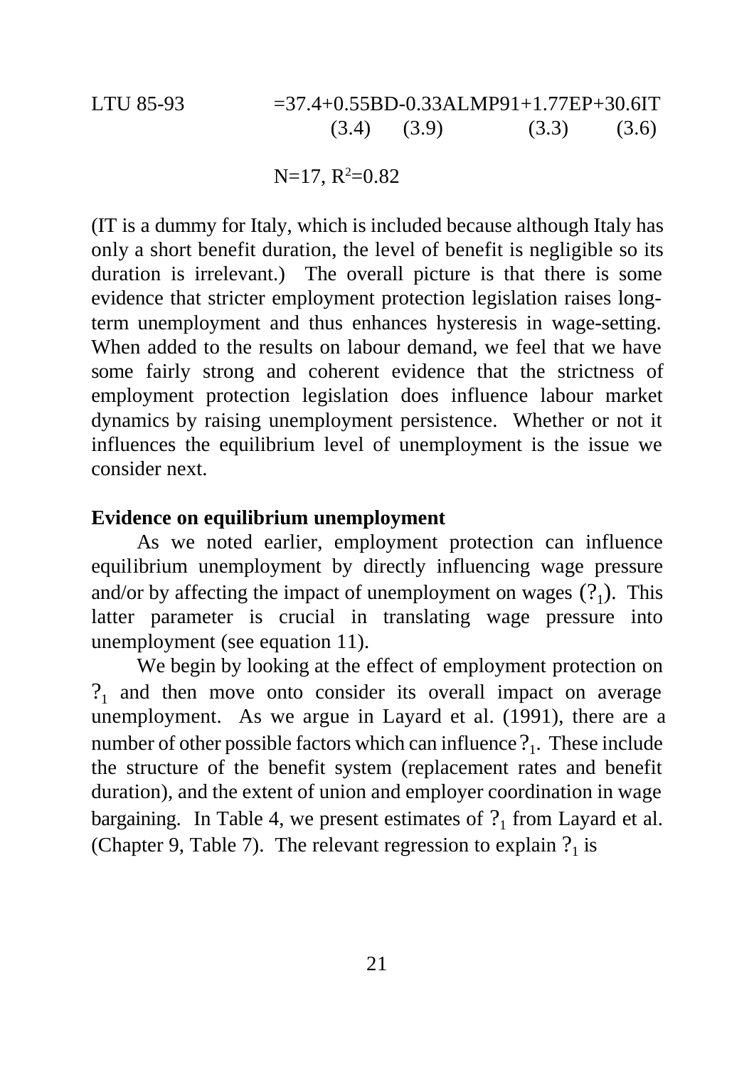$$\text{LTU 85-93} \quad = 37.4 + \underset{(3.4)}{0.55}\text{BD} - \underset{(3.9)}{0.33}\text{ALMP91} + \underset{(3.3)}{1.77}\text{EP} + \underset{(3.6)}{30.6}\text{IT}$$

$$N=17,\ R^2=0.82$$

(IT is a dummy for Italy, which is included because although Italy has only a short benefit duration, the level of benefit is negligible so its duration is irrelevant.) The overall picture is that there is some evidence that stricter employment protection legislation raises long-term unemployment and thus enhances hysteresis in wage-setting. When added to the results on labour demand, we feel that we have some fairly strong and coherent evidence that the strictness of employment protection legislation does influence labour market dynamics by raising unemployment persistence. Whether or not it influences the equilibrium level of unemployment is the issue we consider next.

**Evidence on equilibrium unemployment**

As we noted earlier, employment protection can influence equilibrium unemployment by directly influencing wage pressure and/or by affecting the impact of unemployment on wages ($?_1$). This latter parameter is crucial in translating wage pressure into unemployment (see equation 11).

We begin by looking at the effect of employment protection on $?_1$ and then move onto consider its overall impact on average unemployment. As we argue in Layard et al. (1991), there are a number of other possible factors which can influence $?_1$. These include the structure of the benefit system (replacement rates and benefit duration), and the extent of union and employer coordination in wage bargaining. In Table 4, we present estimates of $?_1$ from Layard et al. (Chapter 9, Table 7). The relevant regression to explain $?_1$ is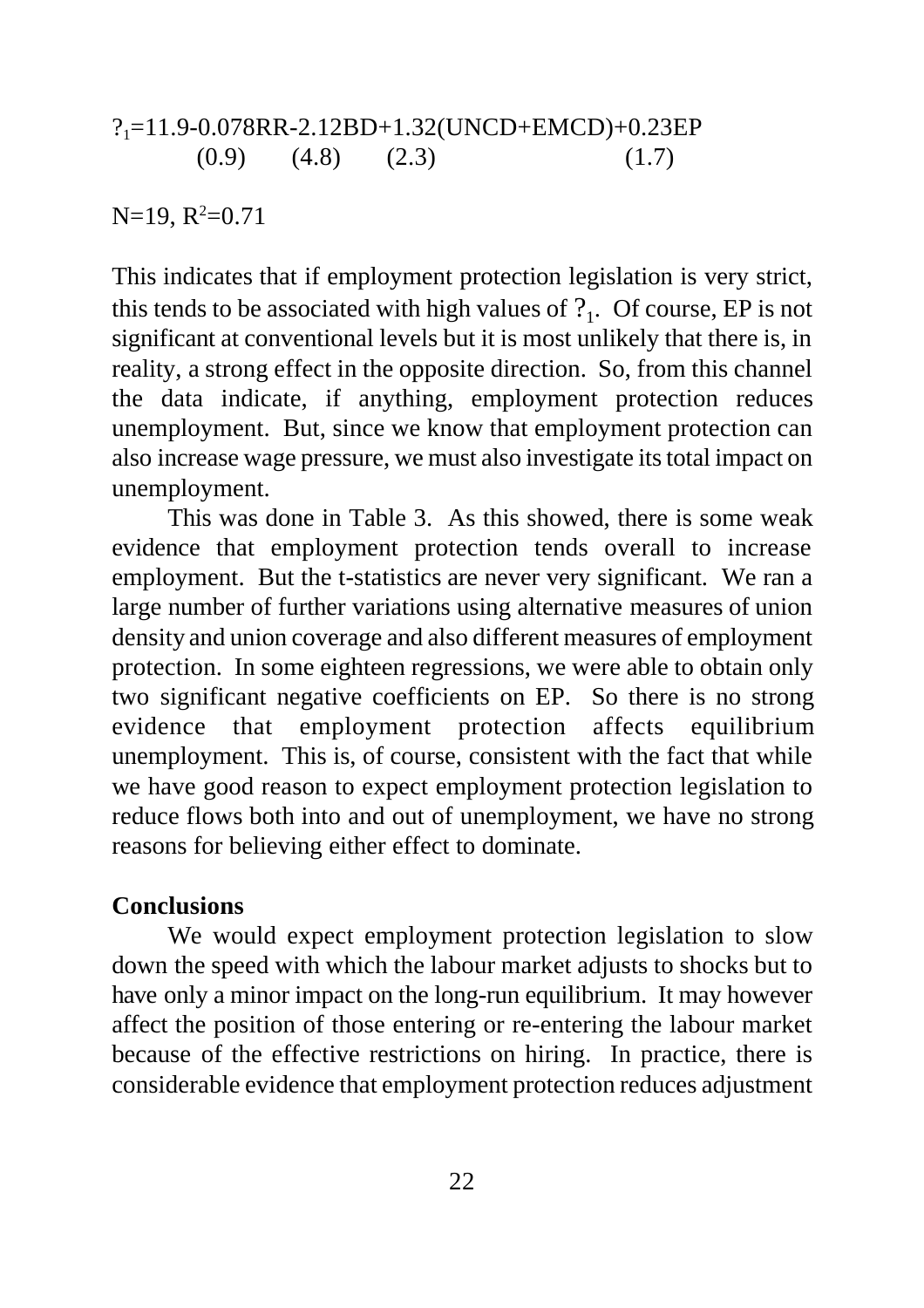$$?_1 = 11.9 - \underset{(0.9)}{0.078}RR - \underset{(4.8)}{2.12}BD + \underset{(2.3)}{1.32}(UNCD+EMCD) + \underset{(1.7)}{0.23}EP$$

$N=19$, $R^2=0.71$

This indicates that if employment protection legislation is very strict, this tends to be associated with high values of $?_1$. Of course, EP is not significant at conventional levels but it is most unlikely that there is, in reality, a strong effect in the opposite direction. So, from this channel the data indicate, if anything, employment protection reduces unemployment. But, since we know that employment protection can also increase wage pressure, we must also investigate its total impact on unemployment.

This was done in Table 3. As this showed, there is some weak evidence that employment protection tends overall to increase employment. But the t-statistics are never very significant. We ran a large number of further variations using alternative measures of union density and union coverage and also different measures of employment protection. In some eighteen regressions, we were able to obtain only two significant negative coefficients on EP. So there is no strong evidence that employment protection affects equilibrium unemployment. This is, of course, consistent with the fact that while we have good reason to expect employment protection legislation to reduce flows both into and out of unemployment, we have no strong reasons for believing either effect to dominate.

**Conclusions**

We would expect employment protection legislation to slow down the speed with which the labour market adjusts to shocks but to have only a minor impact on the long-run equilibrium. It may however affect the position of those entering or re-entering the labour market because of the effective restrictions on hiring. In practice, there is considerable evidence that employment protection reduces adjustment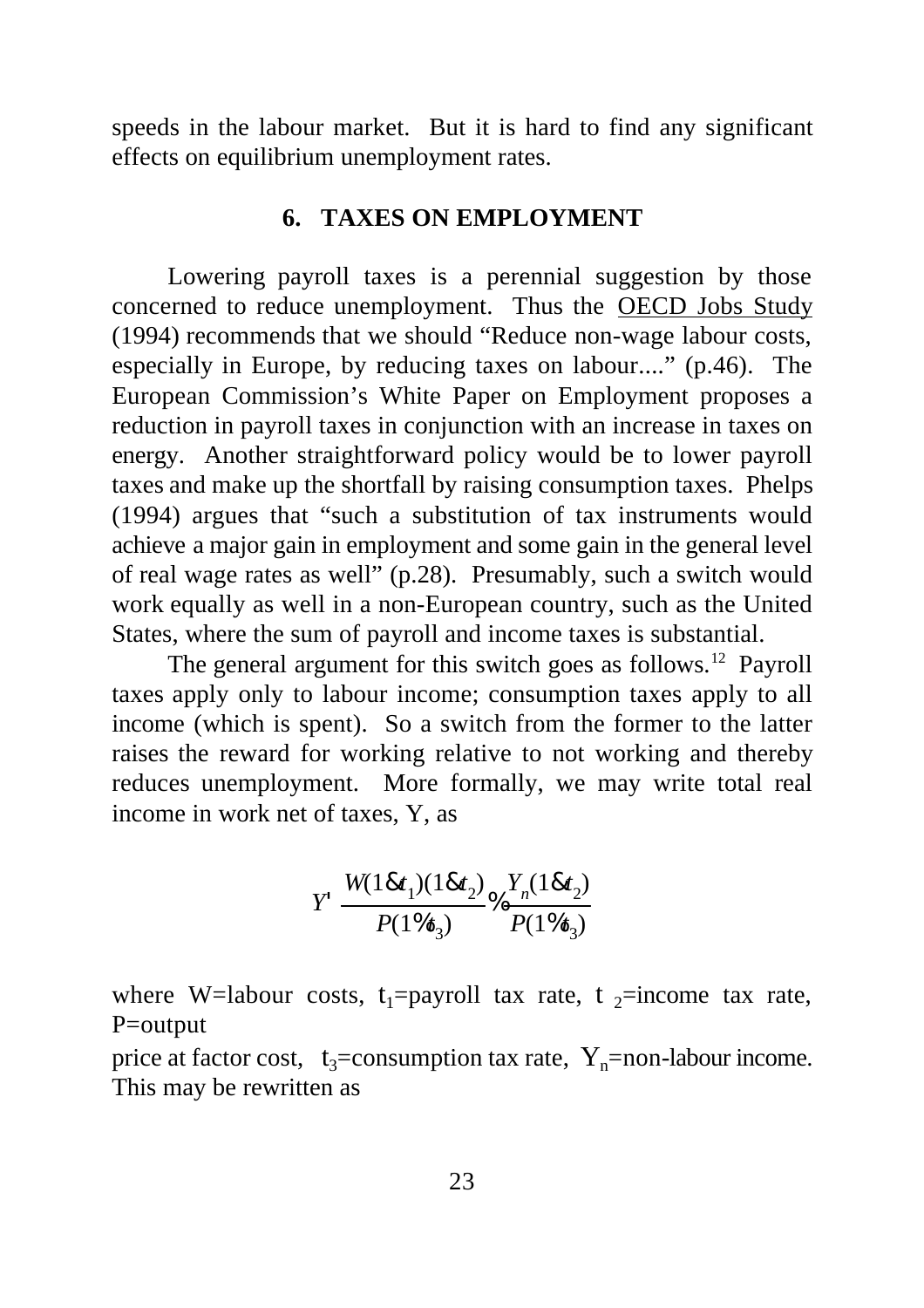speeds in the labour market. But it is hard to find any significant effects on equilibrium unemployment rates.

## 6. TAXES ON EMPLOYMENT

Lowering payroll taxes is a perennial suggestion by those concerned to reduce unemployment. Thus the OECD Jobs Study (1994) recommends that we should "Reduce non-wage labour costs, especially in Europe, by reducing taxes on labour...." (p.46). The European Commission's White Paper on Employment proposes a reduction in payroll taxes in conjunction with an increase in taxes on energy. Another straightforward policy would be to lower payroll taxes and make up the shortfall by raising consumption taxes. Phelps (1994) argues that "such a substitution of tax instruments would achieve a major gain in employment and some gain in the general level of real wage rates as well" (p.28). Presumably, such a switch would work equally as well in a non-European country, such as the United States, where the sum of payroll and income taxes is substantial.

The general argument for this switch goes as follows.[12] Payroll taxes apply only to labour income; consumption taxes apply to all income (which is spent). So a switch from the former to the latter raises the reward for working relative to not working and thereby reduces unemployment. More formally, we may write total real income in work net of taxes, Y, as

$$Y = \frac{W(1-t_1)(1-t_2)}{P(1+t_3)} + \frac{Y_n(1-t_2)}{P(1+t_3)}$$

where W=labour costs, $t_1$=payroll tax rate, $t_2$=income tax rate, P=output price at factor cost, $t_3$=consumption tax rate, $Y_n$=non-labour income. This may be rewritten as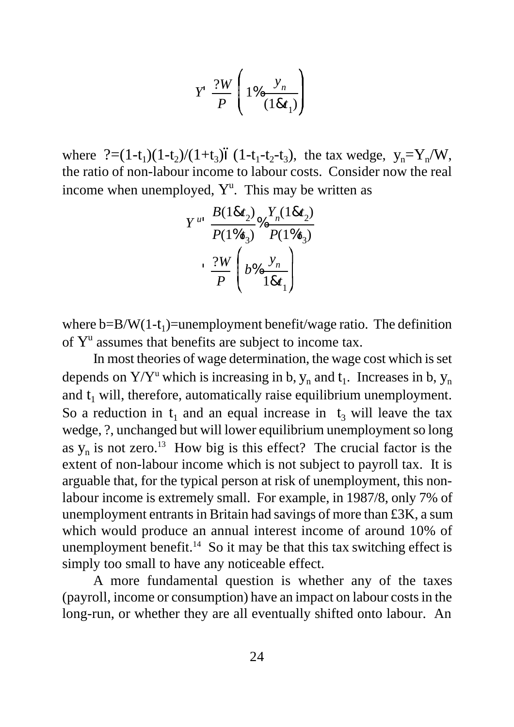$$Y = \frac{?W}{P}\left(1 + \frac{y_n}{(1-t_1)}\right)$$

where $? = (1-t_1)(1-t_2)/(1+t_3) \approx (1-t_1-t_2-t_3)$, the tax wedge, $y_n = Y_n/W$, the ratio of non-labour income to labour costs. Consider now the real income when unemployed, $Y^u$. This may be written as

$$\begin{aligned} Y^u &= \frac{B(1-t_2)}{P(1+t_3)} + \frac{Y_n(1-t_2)}{P(1+t_3)} \\ &= \frac{?W}{P}\left(b + \frac{y_n}{1-t_1}\right) \end{aligned}$$

where $b = B/W(1-t_1)$=unemployment benefit/wage ratio. The definition of $Y^u$ assumes that benefits are subject to income tax.

In most theories of wage determination, the wage cost which is set depends on $Y/Y^u$ which is increasing in $b$, $y_n$ and $t_1$. Increases in $b$, $y_n$ and $t_1$ will, therefore, automatically raise equilibrium unemployment. So a reduction in $t_1$ and an equal increase in $t_3$ will leave the tax wedge, ?, unchanged but will lower equilibrium unemployment so long as $y_n$ is not zero.[13] How big is this effect? The crucial factor is the extent of non-labour income which is not subject to payroll tax. It is arguable that, for the typical person at risk of unemployment, this non-labour income is extremely small. For example, in 1987/8, only 7% of unemployment entrants in Britain had savings of more than £3K, a sum which would produce an annual interest income of around 10% of unemployment benefit.[14] So it may be that this tax switching effect is simply too small to have any noticeable effect.

A more fundamental question is whether any of the taxes (payroll, income or consumption) have an impact on labour costs in the long-run, or whether they are all eventually shifted onto labour. An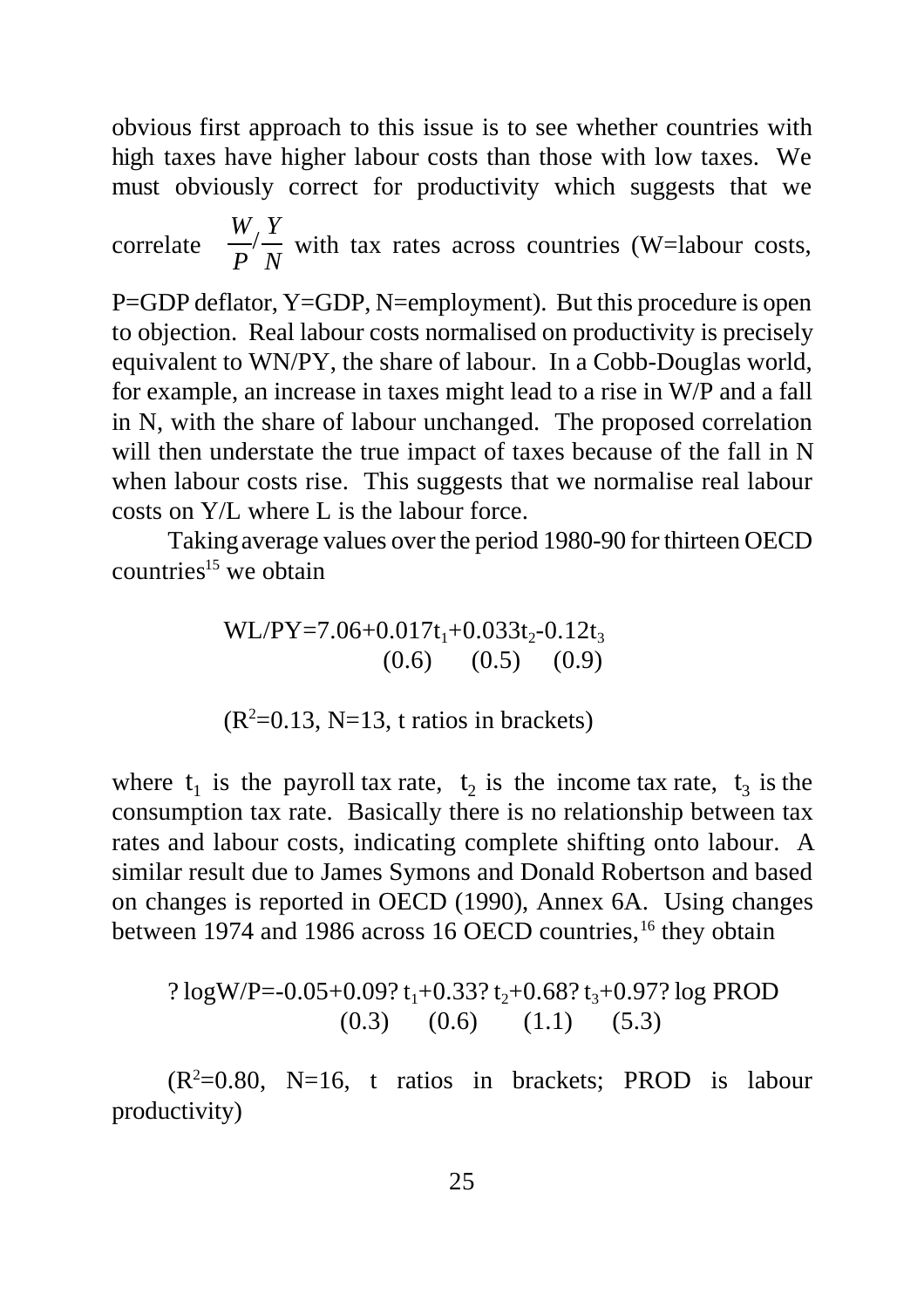obvious first approach to this issue is to see whether countries with high taxes have higher labour costs than those with low taxes. We must obviously correct for productivity which suggests that we correlate $\frac{W}{P}/\frac{Y}{N}$ with tax rates across countries (W=labour costs, P=GDP deflator, Y=GDP, N=employment). But this procedure is open to objection. Real labour costs normalised on productivity is precisely equivalent to WN/PY, the share of labour. In a Cobb-Douglas world, for example, an increase in taxes might lead to a rise in W/P and a fall in N, with the share of labour unchanged. The proposed correlation will then understate the true impact of taxes because of the fall in N when labour costs rise. This suggests that we normalise real labour costs on Y/L where L is the labour force.

Taking average values over the period 1980-90 for thirteen OECD countries[15] we obtain

$$WL/PY = 7.06 + \underset{(0.6)}{0.017}t_1 + \underset{(0.5)}{0.033}t_2 - \underset{(0.9)}{0.12}t_3$$

($R^2$=0.13, N=13, t ratios in brackets)

where $t_1$ is the payroll tax rate, $t_2$ is the income tax rate, $t_3$ is the consumption tax rate. Basically there is no relationship between tax rates and labour costs, indicating complete shifting onto labour. A similar result due to James Symons and Donald Robertson and based on changes is reported in OECD (1990), Annex 6A. Using changes between 1974 and 1986 across 16 OECD countries,[16] they obtain

$$\Delta \log W/P = -0.05 + \underset{(0.3)}{0.09}\Delta t_1 + \underset{(0.6)}{0.33}\Delta t_2 + \underset{(1.1)}{0.68}\Delta t_3 + \underset{(5.3)}{0.97}\Delta \log PROD$$

($R^2$=0.80, N=16, t ratios in brackets; PROD is labour productivity)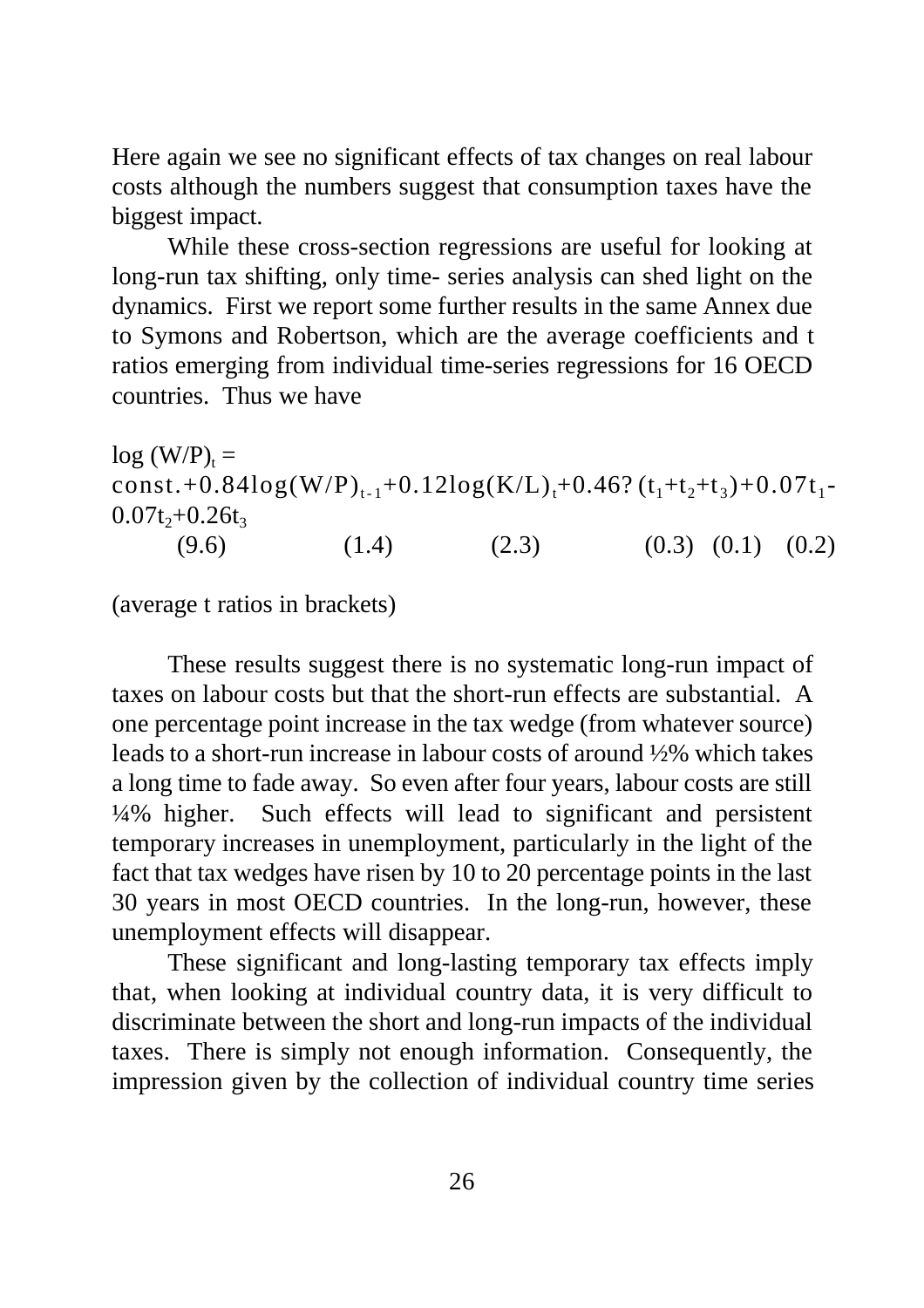Here again we see no significant effects of tax changes on real labour costs although the numbers suggest that consumption taxes have the biggest impact.

While these cross-section regressions are useful for looking at long-run tax shifting, only time- series analysis can shed light on the dynamics. First we report some further results in the same Annex due to Symons and Robertson, which are the average coefficients and t ratios emerging from individual time-series regressions for 16 OECD countries. Thus we have

$$\log (W/P)_t = \text{const.} + \underset{(9.6)}{0.84}\log(W/P)_{t-1} + \underset{(1.4)}{0.12}\log(K/L)_t + \underset{(2.3)}{0.46}?(t_1+t_2+t_3) + \underset{(0.3)}{0.07}t_1 - \underset{(0.1)}{0.07}t_2 + \underset{(0.2)}{0.26}t_3$$

(average t ratios in brackets)

These results suggest there is no systematic long-run impact of taxes on labour costs but that the short-run effects are substantial. A one percentage point increase in the tax wedge (from whatever source) leads to a short-run increase in labour costs of around ½% which takes a long time to fade away. So even after four years, labour costs are still ¼% higher. Such effects will lead to significant and persistent temporary increases in unemployment, particularly in the light of the fact that tax wedges have risen by 10 to 20 percentage points in the last 30 years in most OECD countries. In the long-run, however, these unemployment effects will disappear.

These significant and long-lasting temporary tax effects imply that, when looking at individual country data, it is very difficult to discriminate between the short and long-run impacts of the individual taxes. There is simply not enough information. Consequently, the impression given by the collection of individual country time series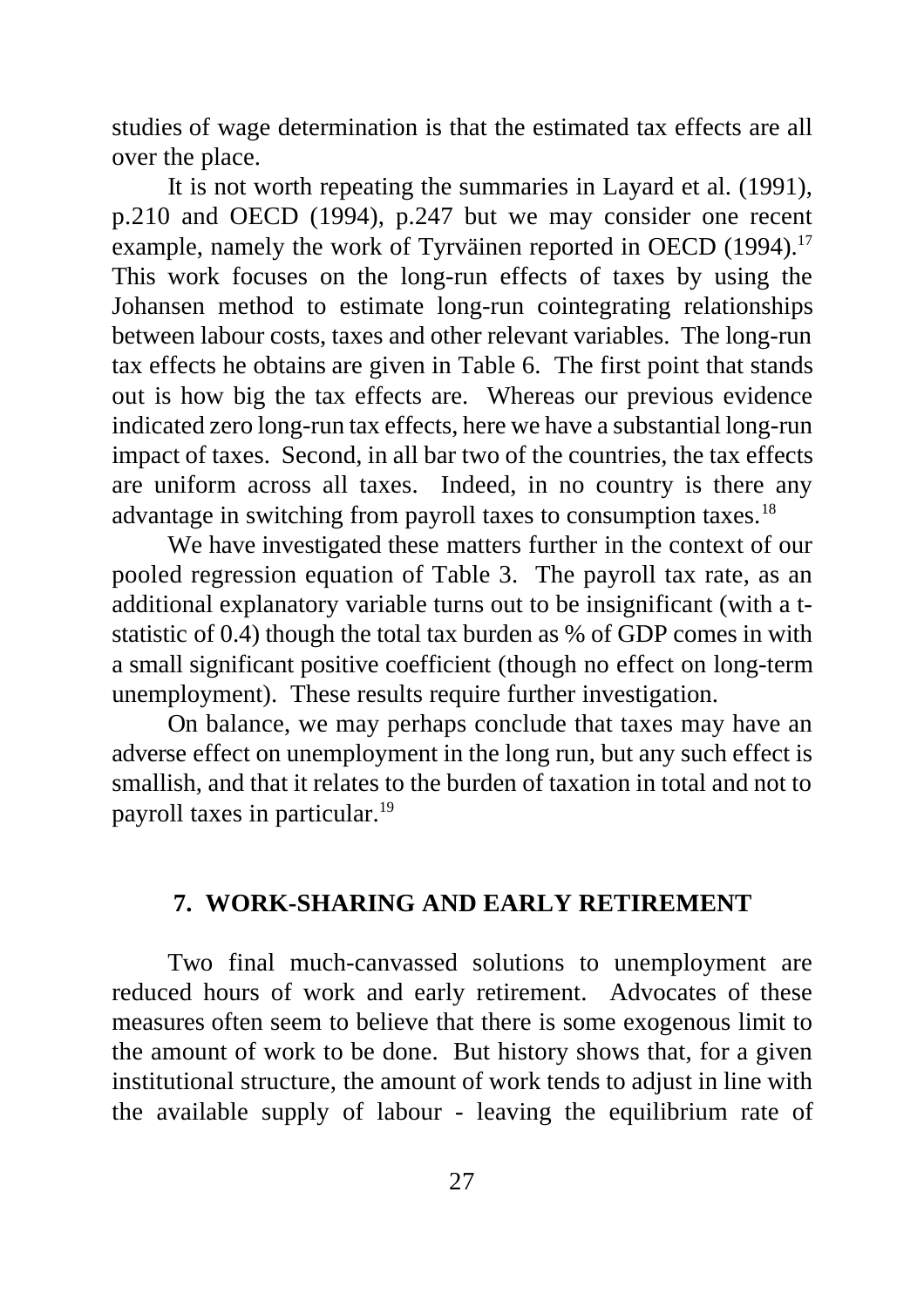studies of wage determination is that the estimated tax effects are all over the place.

It is not worth repeating the summaries in Layard et al. (1991), p.210 and OECD (1994), p.247 but we may consider one recent example, namely the work of Tyrväinen reported in OECD (1994).[17] This work focuses on the long-run effects of taxes by using the Johansen method to estimate long-run cointegrating relationships between labour costs, taxes and other relevant variables. The long-run tax effects he obtains are given in Table 6. The first point that stands out is how big the tax effects are. Whereas our previous evidence indicated zero long-run tax effects, here we have a substantial long-run impact of taxes. Second, in all bar two of the countries, the tax effects are uniform across all taxes. Indeed, in no country is there any advantage in switching from payroll taxes to consumption taxes.[18]

We have investigated these matters further in the context of our pooled regression equation of Table 3. The payroll tax rate, as an additional explanatory variable turns out to be insignificant (with a t-statistic of 0.4) though the total tax burden as % of GDP comes in with a small significant positive coefficient (though no effect on long-term unemployment). These results require further investigation.

On balance, we may perhaps conclude that taxes may have an adverse effect on unemployment in the long run, but any such effect is smallish, and that it relates to the burden of taxation in total and not to payroll taxes in particular.[19]

## 7. WORK-SHARING AND EARLY RETIREMENT

Two final much-canvassed solutions to unemployment are reduced hours of work and early retirement. Advocates of these measures often seem to believe that there is some exogenous limit to the amount of work to be done. But history shows that, for a given institutional structure, the amount of work tends to adjust in line with the available supply of labour - leaving the equilibrium rate of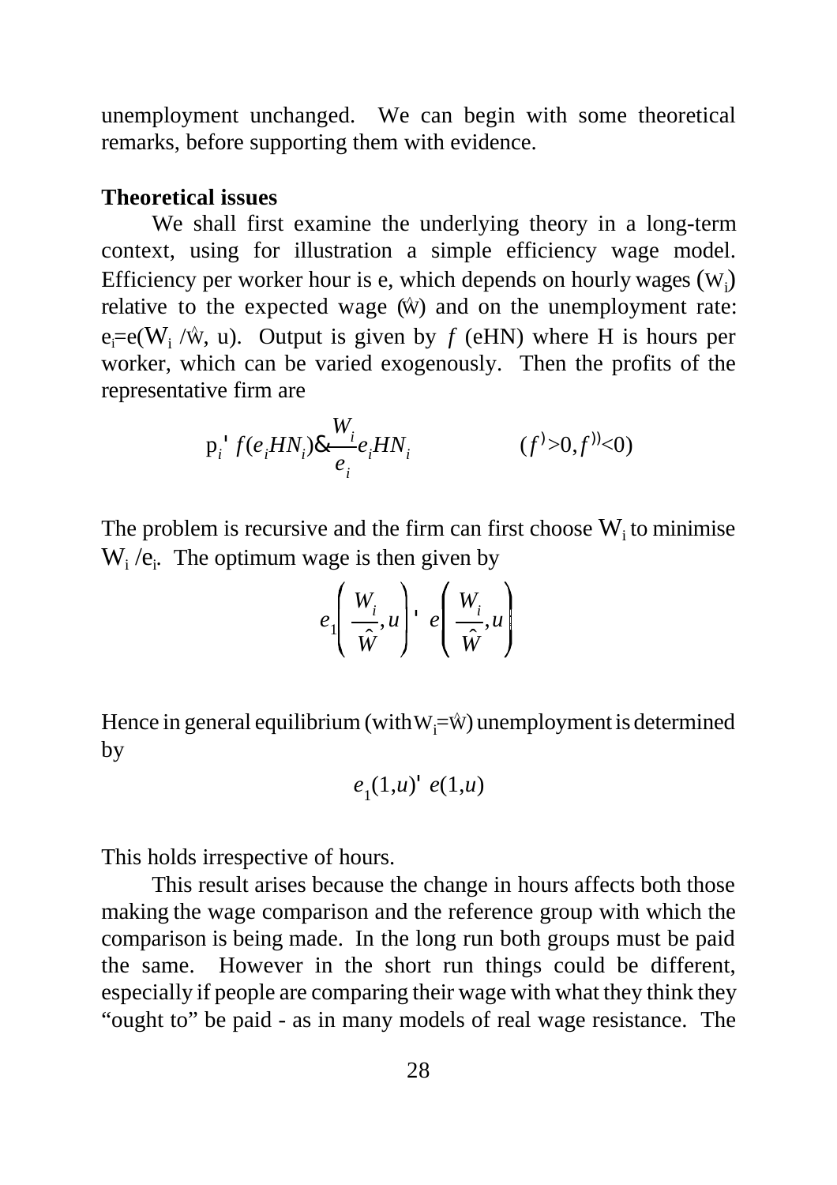unemployment unchanged. We can begin with some theoretical remarks, before supporting them with evidence.

**Theoretical issues**

We shall first examine the underlying theory in a long-term context, using for illustration a simple efficiency wage model. Efficiency per worker hour is e, which depends on hourly wages ($W_i$) relative to the expected wage ($\hat{W}$) and on the unemployment rate: $e_i = e(W_i / \hat{W}, u)$. Output is given by $f$ (eHN) where H is hours per worker, which can be varied exogenously. Then the profits of the representative firm are

$$\pi_i = f(e_i H N_i) - \frac{W_i}{e_i} e_i H N_i \qquad (f' > 0, f'' < 0)$$

The problem is recursive and the firm can first choose $W_i$ to minimise $W_i / e_i$. The optimum wage is then given by

$$e_1\left(\frac{W_i}{\hat{W}}, u\right) = e\left(\frac{W_i}{\hat{W}}, u\right)$$

Hence in general equilibrium (with $W_i = \hat{W}$) unemployment is determined by

$$e_1(1, u) = e(1, u)$$

This holds irrespective of hours.

This result arises because the change in hours affects both those making the wage comparison and the reference group with which the comparison is being made. In the long run both groups must be paid the same. However in the short run things could be different, especially if people are comparing their wage with what they think they "ought to" be paid - as in many models of real wage resistance. The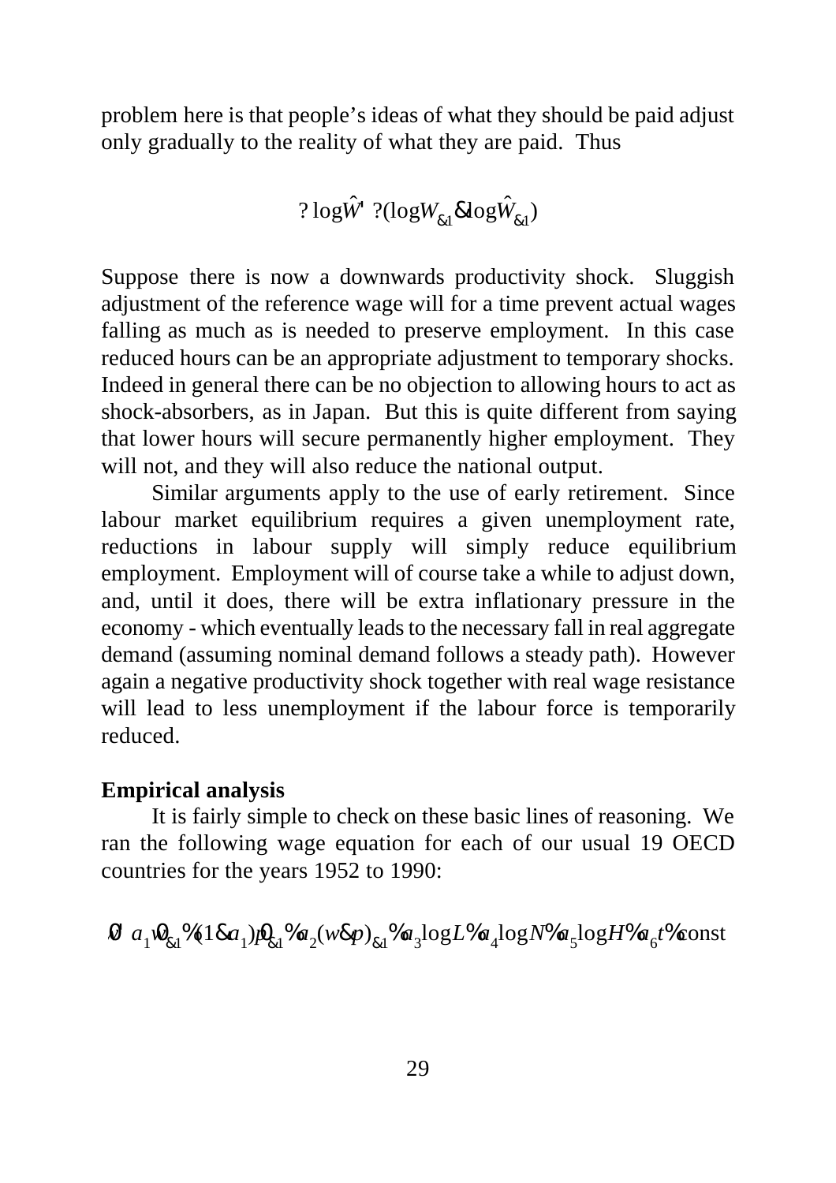problem here is that people's ideas of what they should be paid adjust only gradually to the reality of what they are paid. Thus

$$\Delta \log \hat{W} = \gamma(\log W_{-1} - \log \hat{W}_{-1})$$

Suppose there is now a downwards productivity shock. Sluggish adjustment of the reference wage will for a time prevent actual wages falling as much as is needed to preserve employment. In this case reduced hours can be an appropriate adjustment to temporary shocks. Indeed in general there can be no objection to allowing hours to act as shock-absorbers, as in Japan. But this is quite different from saying that lower hours will secure permanently higher employment. They will not, and they will also reduce the national output.

Similar arguments apply to the use of early retirement. Since labour market equilibrium requires a given unemployment rate, reductions in labour supply will simply reduce equilibrium employment. Employment will of course take a while to adjust down, and, until it does, there will be extra inflationary pressure in the economy - which eventually leads to the necessary fall in real aggregate demand (assuming nominal demand follows a steady path). However again a negative productivity shock together with real wage resistance will lead to less unemployment if the labour force is temporarily reduced.

**Empirical analysis**

It is fairly simple to check on these basic lines of reasoning. We ran the following wage equation for each of our usual 19 OECD countries for the years 1952 to 1990:

$$\dot{w} = a_1 \dot{w}_{-1} + (1 - a_1)\dot{p}_{-1} + a_2 (w - p)_{-1} + a_3 \log L + a_4 \log N + a_5 \log H + a_6 t + \text{const}$$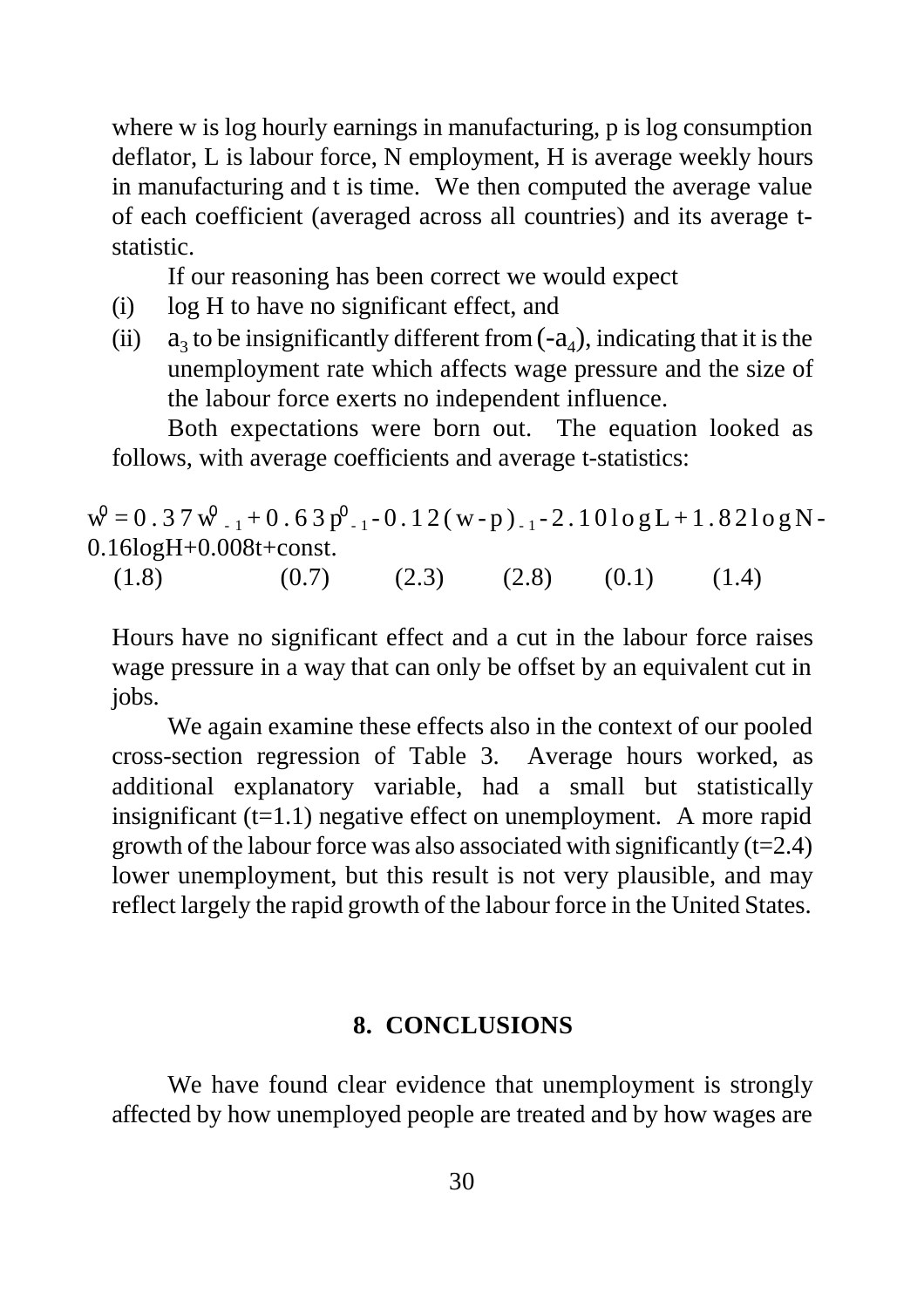where w is log hourly earnings in manufacturing, p is log consumption deflator, L is labour force, N employment, H is average weekly hours in manufacturing and t is time. We then computed the average value of each coefficient (averaged across all countries) and its average t-statistic.

If our reasoning has been correct we would expect

(i) log H to have no significant effect, and

(ii) $a_3$ to be insignificantly different from $(-a_4)$, indicating that it is the unemployment rate which affects wage pressure and the size of the labour force exerts no independent influence.

Both expectations were born out. The equation looked as follows, with average coefficients and average t-statistics:

$$w^0 = 0.37 w^0_{-1} + 0.63 p^0_{-1} - 0.12 (w-p)_{-1} - 2.10 \log L + 1.82 \log N - 0.16 \log H + 0.008t + \text{const.}$$

(1.8) (0.7) (2.3) (2.8) (0.1) (1.4)

Hours have no significant effect and a cut in the labour force raises wage pressure in a way that can only be offset by an equivalent cut in jobs.

We again examine these effects also in the context of our pooled cross-section regression of Table 3. Average hours worked, as additional explanatory variable, had a small but statistically insignificant (t=1.1) negative effect on unemployment. A more rapid growth of the labour force was also associated with significantly (t=2.4) lower unemployment, but this result is not very plausible, and may reflect largely the rapid growth of the labour force in the United States.

## 8. CONCLUSIONS

We have found clear evidence that unemployment is strongly affected by how unemployed people are treated and by how wages are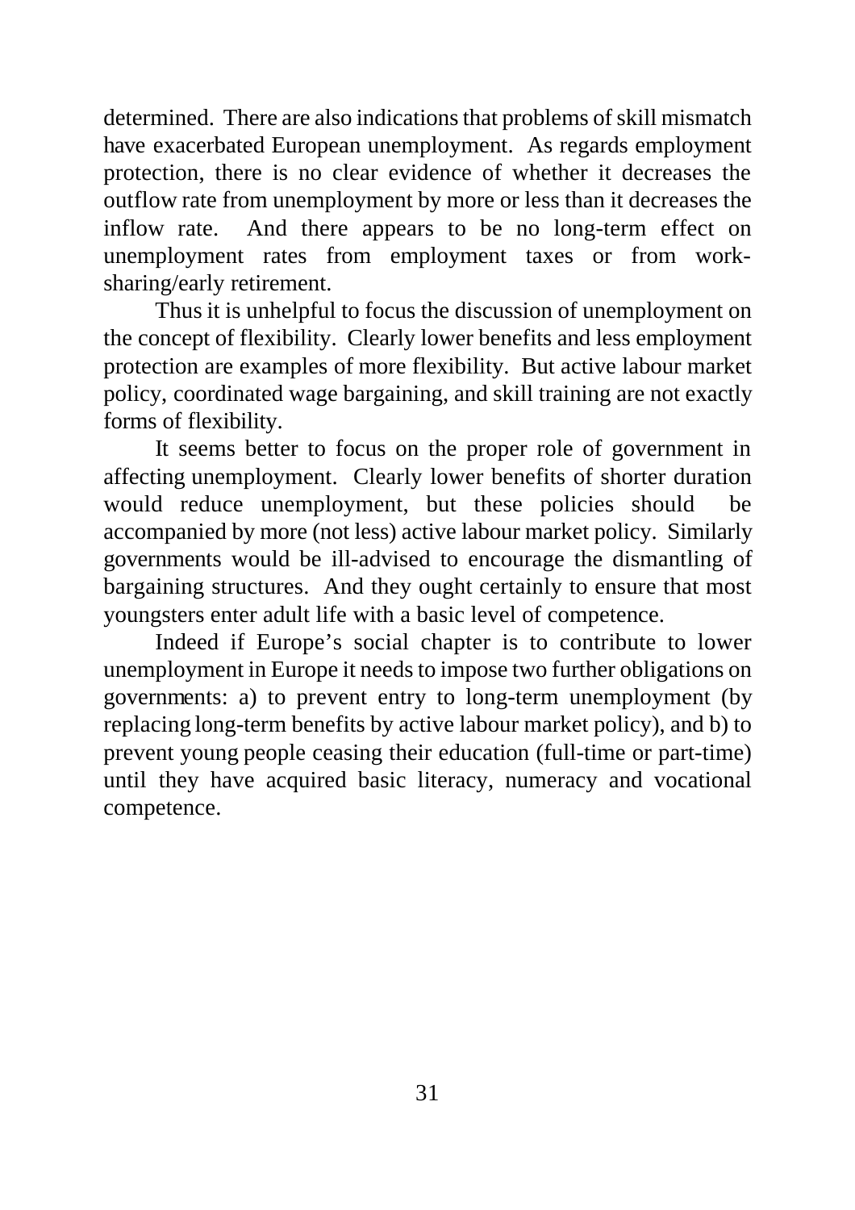determined. There are also indications that problems of skill mismatch have exacerbated European unemployment. As regards employment protection, there is no clear evidence of whether it decreases the outflow rate from unemployment by more or less than it decreases the inflow rate. And there appears to be no long-term effect on unemployment rates from employment taxes or from work-sharing/early retirement.

Thus it is unhelpful to focus the discussion of unemployment on the concept of flexibility. Clearly lower benefits and less employment protection are examples of more flexibility. But active labour market policy, coordinated wage bargaining, and skill training are not exactly forms of flexibility.

It seems better to focus on the proper role of government in affecting unemployment. Clearly lower benefits of shorter duration would reduce unemployment, but these policies should be accompanied by more (not less) active labour market policy. Similarly governments would be ill-advised to encourage the dismantling of bargaining structures. And they ought certainly to ensure that most youngsters enter adult life with a basic level of competence.

Indeed if Europe's social chapter is to contribute to lower unemployment in Europe it needs to impose two further obligations on governments: a) to prevent entry to long-term unemployment (by replacing long-term benefits by active labour market policy), and b) to prevent young people ceasing their education (full-time or part-time) until they have acquired basic literacy, numeracy and vocational competence.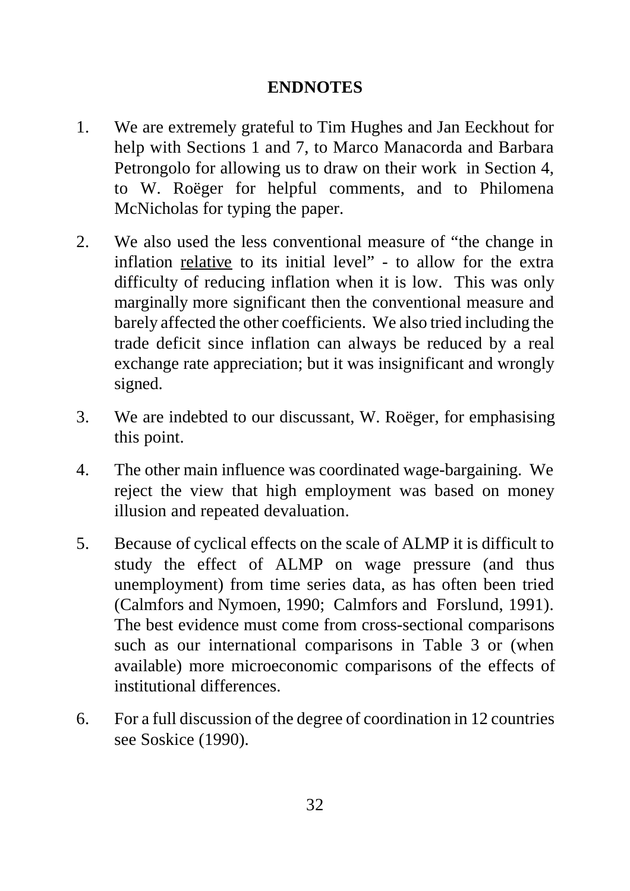## ENDNOTES

1. We are extremely grateful to Tim Hughes and Jan Eeckhout for help with Sections 1 and 7, to Marco Manacorda and Barbara Petrongolo for allowing us to draw on their work in Section 4, to W. Roëger for helpful comments, and to Philomena McNicholas for typing the paper.

2. We also used the less conventional measure of "the change in inflation <u>relative</u> to its initial level" - to allow for the extra difficulty of reducing inflation when it is low. This was only marginally more significant then the conventional measure and barely affected the other coefficients. We also tried including the trade deficit since inflation can always be reduced by a real exchange rate appreciation; but it was insignificant and wrongly signed.

3. We are indebted to our discussant, W. Roëger, for emphasising this point.

4. The other main influence was coordinated wage-bargaining. We reject the view that high employment was based on money illusion and repeated devaluation.

5. Because of cyclical effects on the scale of ALMP it is difficult to study the effect of ALMP on wage pressure (and thus unemployment) from time series data, as has often been tried (Calmfors and Nymoen, 1990; Calmfors and Forslund, 1991). The best evidence must come from cross-sectional comparisons such as our international comparisons in Table 3 or (when available) more microeconomic comparisons of the effects of institutional differences.

6. For a full discussion of the degree of coordination in 12 countries see Soskice (1990).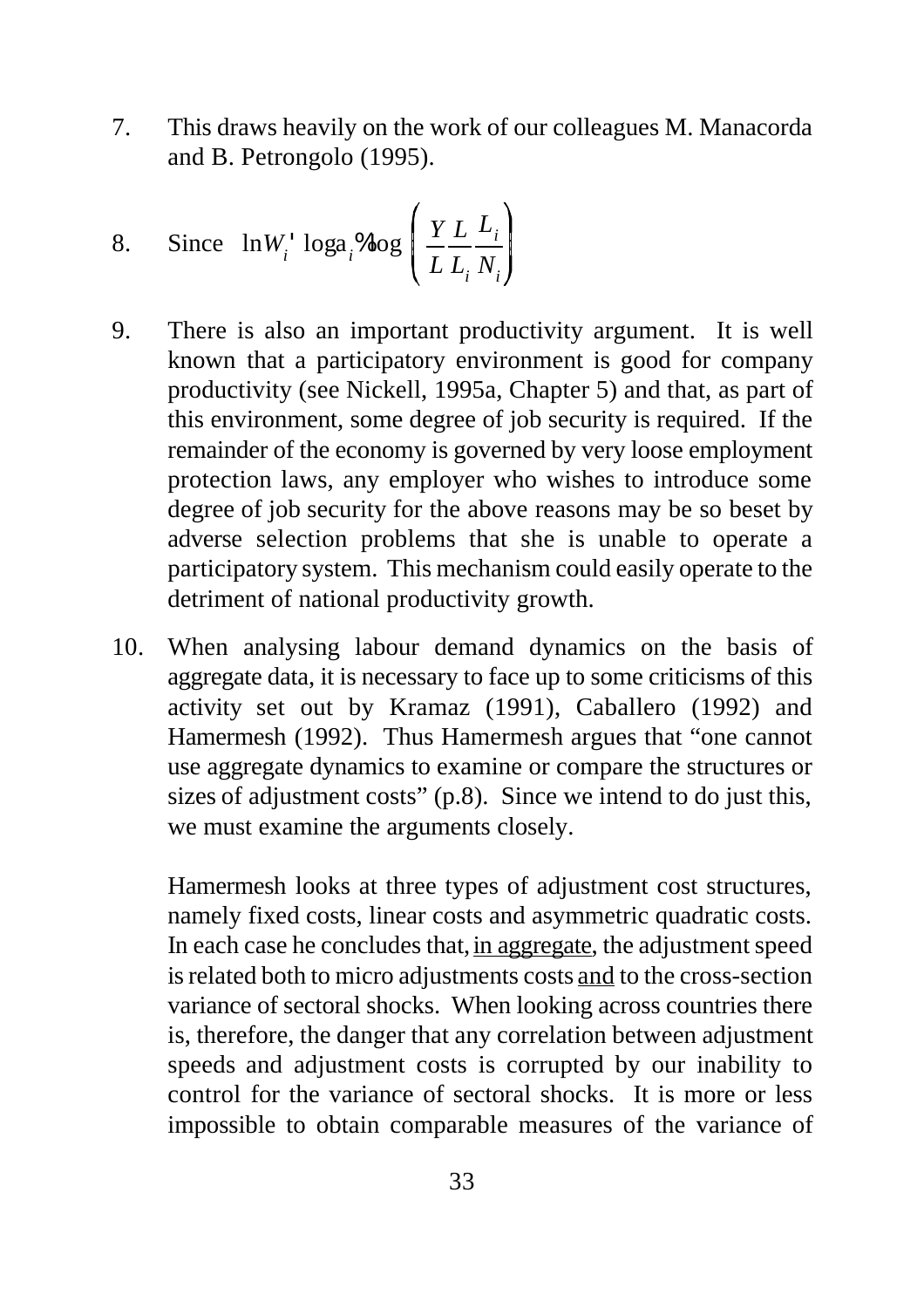7. This draws heavily on the work of our colleagues M. Manacorda and B. Petrongolo (1995).

8. Since $\ln W_i = \log a_i + \log \left( \frac{Y}{L} \frac{L}{L_i} \frac{L_i}{N_i} \right)$

9. There is also an important productivity argument. It is well known that a participatory environment is good for company productivity (see Nickell, 1995a, Chapter 5) and that, as part of this environment, some degree of job security is required. If the remainder of the economy is governed by very loose employment protection laws, any employer who wishes to introduce some degree of job security for the above reasons may be so beset by adverse selection problems that she is unable to operate a participatory system. This mechanism could easily operate to the detriment of national productivity growth.

10. When analysing labour demand dynamics on the basis of aggregate data, it is necessary to face up to some criticisms of this activity set out by Kramaz (1991), Caballero (1992) and Hamermesh (1992). Thus Hamermesh argues that "one cannot use aggregate dynamics to examine or compare the structures or sizes of adjustment costs" (p.8). Since we intend to do just this, we must examine the arguments closely.

    Hamermesh looks at three types of adjustment cost structures, namely fixed costs, linear costs and asymmetric quadratic costs. In each case he concludes that, <u>in aggregate</u>, the adjustment speed is related both to micro adjustments costs <u>and</u> to the cross-section variance of sectoral shocks. When looking across countries there is, therefore, the danger that any correlation between adjustment speeds and adjustment costs is corrupted by our inability to control for the variance of sectoral shocks. It is more or less impossible to obtain comparable measures of the variance of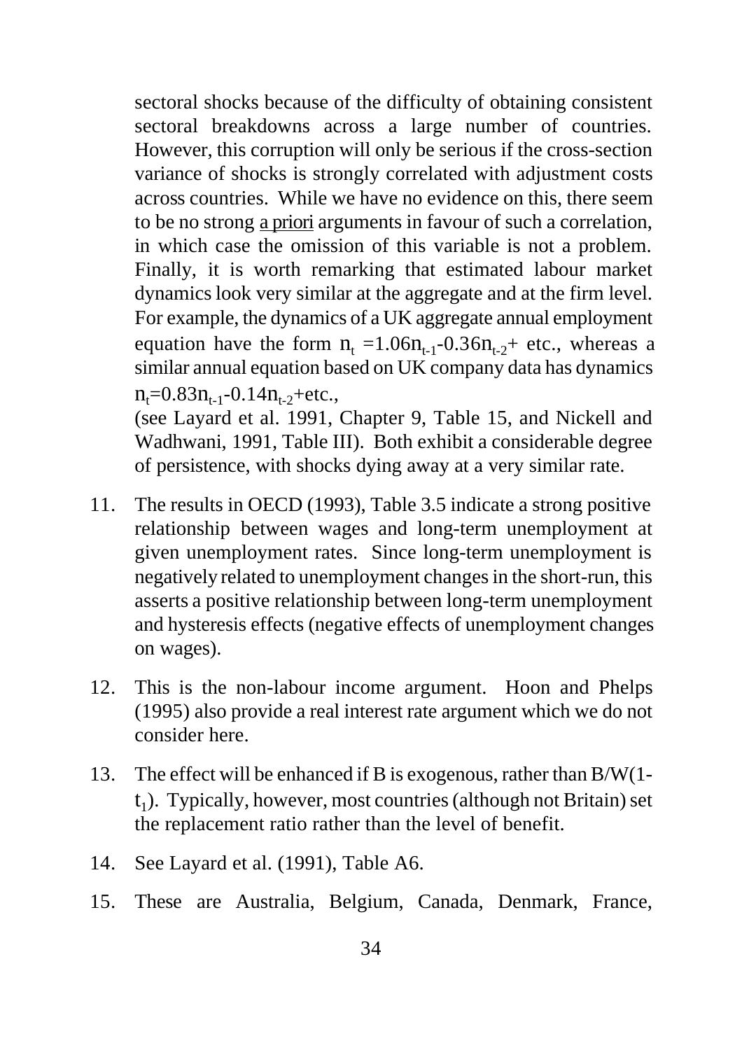sectoral shocks because of the difficulty of obtaining consistent sectoral breakdowns across a large number of countries. However, this corruption will only be serious if the cross-section variance of shocks is strongly correlated with adjustment costs across countries. While we have no evidence on this, there seem to be no strong a priori arguments in favour of such a correlation, in which case the omission of this variable is not a problem. Finally, it is worth remarking that estimated labour market dynamics look very similar at the aggregate and at the firm level. For example, the dynamics of a UK aggregate annual employment equation have the form $n_t = 1.06n_{t-1} - 0.36n_{t-2} +$ etc., whereas a similar annual equation based on UK company data has dynamics $n_t = 0.83n_{t-1} - 0.14n_{t-2} +$etc.,
(see Layard et al. 1991, Chapter 9, Table 15, and Nickell and Wadhwani, 1991, Table III). Both exhibit a considerable degree of persistence, with shocks dying away at a very similar rate.

11. The results in OECD (1993), Table 3.5 indicate a strong positive relationship between wages and long-term unemployment at given unemployment rates. Since long-term unemployment is negatively related to unemployment changes in the short-run, this asserts a positive relationship between long-term unemployment and hysteresis effects (negative effects of unemployment changes on wages).

12. This is the non-labour income argument. Hoon and Phelps (1995) also provide a real interest rate argument which we do not consider here.

13. The effect will be enhanced if B is exogenous, rather than $B/W(1-t_1)$. Typically, however, most countries (although not Britain) set the replacement ratio rather than the level of benefit.

14. See Layard et al. (1991), Table A6.

15. These are Australia, Belgium, Canada, Denmark, France,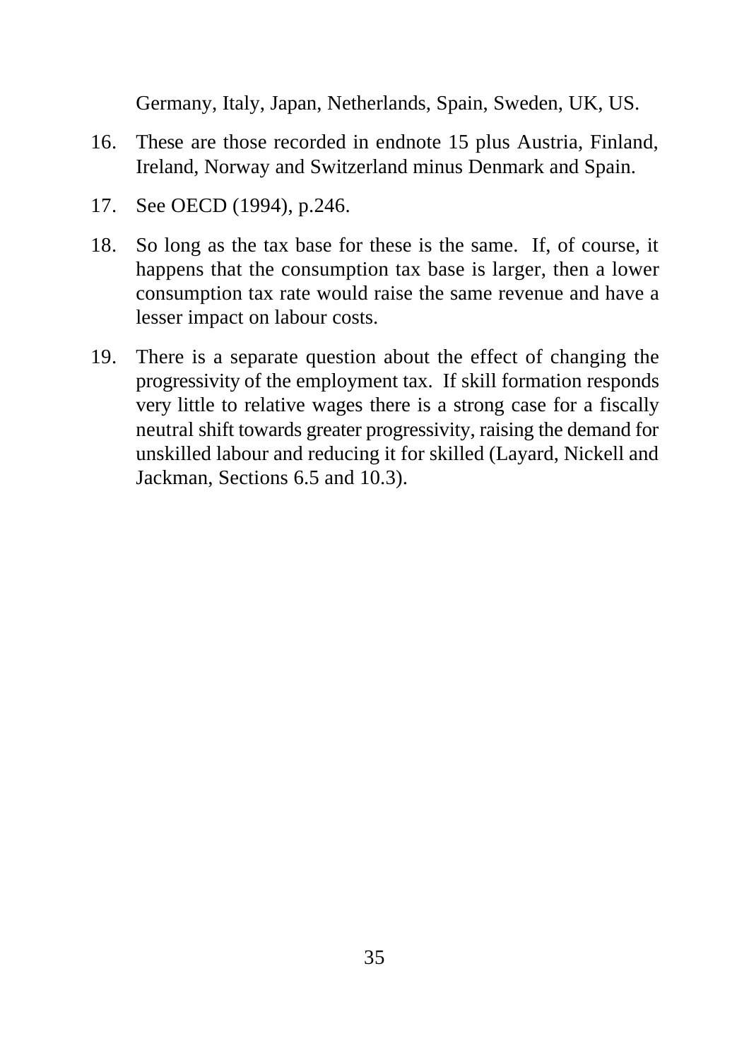Germany, Italy, Japan, Netherlands, Spain, Sweden, UK, US.

16. These are those recorded in endnote 15 plus Austria, Finland, Ireland, Norway and Switzerland minus Denmark and Spain.

17. See OECD (1994), p.246.

18. So long as the tax base for these is the same. If, of course, it happens that the consumption tax base is larger, then a lower consumption tax rate would raise the same revenue and have a lesser impact on labour costs.

19. There is a separate question about the effect of changing the progressivity of the employment tax. If skill formation responds very little to relative wages there is a strong case for a fiscally neutral shift towards greater progressivity, raising the demand for unskilled labour and reducing it for skilled (Layard, Nickell and Jackman, Sections 6.5 and 10.3).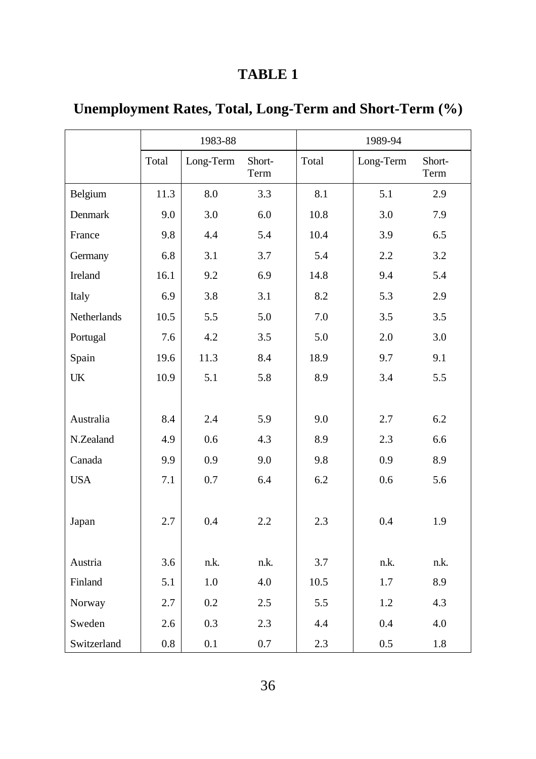# TABLE 1

## Unemployment Rates, Total, Long-Term and Short-Term (%)

| | 1983-88 | | | 1989-94 | | |
|---|---|---|---|---|---|---|
| | Total | Long-Term | Short-Term | Total | Long-Term | Short-Term |
| Belgium | 11.3 | 8.0 | 3.3 | 8.1 | 5.1 | 2.9 |
| Denmark | 9.0 | 3.0 | 6.0 | 10.8 | 3.0 | 7.9 |
| France | 9.8 | 4.4 | 5.4 | 10.4 | 3.9 | 6.5 |
| Germany | 6.8 | 3.1 | 3.7 | 5.4 | 2.2 | 3.2 |
| Ireland | 16.1 | 9.2 | 6.9 | 14.8 | 9.4 | 5.4 |
| Italy | 6.9 | 3.8 | 3.1 | 8.2 | 5.3 | 2.9 |
| Netherlands | 10.5 | 5.5 | 5.0 | 7.0 | 3.5 | 3.5 |
| Portugal | 7.6 | 4.2 | 3.5 | 5.0 | 2.0 | 3.0 |
| Spain | 19.6 | 11.3 | 8.4 | 18.9 | 9.7 | 9.1 |
| UK | 10.9 | 5.1 | 5.8 | 8.9 | 3.4 | 5.5 |
| | | | | | | |
| Australia | 8.4 | 2.4 | 5.9 | 9.0 | 2.7 | 6.2 |
| N.Zealand | 4.9 | 0.6 | 4.3 | 8.9 | 2.3 | 6.6 |
| Canada | 9.9 | 0.9 | 9.0 | 9.8 | 0.9 | 8.9 |
| USA | 7.1 | 0.7 | 6.4 | 6.2 | 0.6 | 5.6 |
| | | | | | | |
| Japan | 2.7 | 0.4 | 2.2 | 2.3 | 0.4 | 1.9 |
| | | | | | | |
| Austria | 3.6 | n.k. | n.k. | 3.7 | n.k. | n.k. |
| Finland | 5.1 | 1.0 | 4.0 | 10.5 | 1.7 | 8.9 |
| Norway | 2.7 | 0.2 | 2.5 | 5.5 | 1.2 | 4.3 |
| Sweden | 2.6 | 0.3 | 2.3 | 4.4 | 0.4 | 4.0 |
| Switzerland | 0.8 | 0.1 | 0.7 | 2.3 | 0.5 | 1.8 |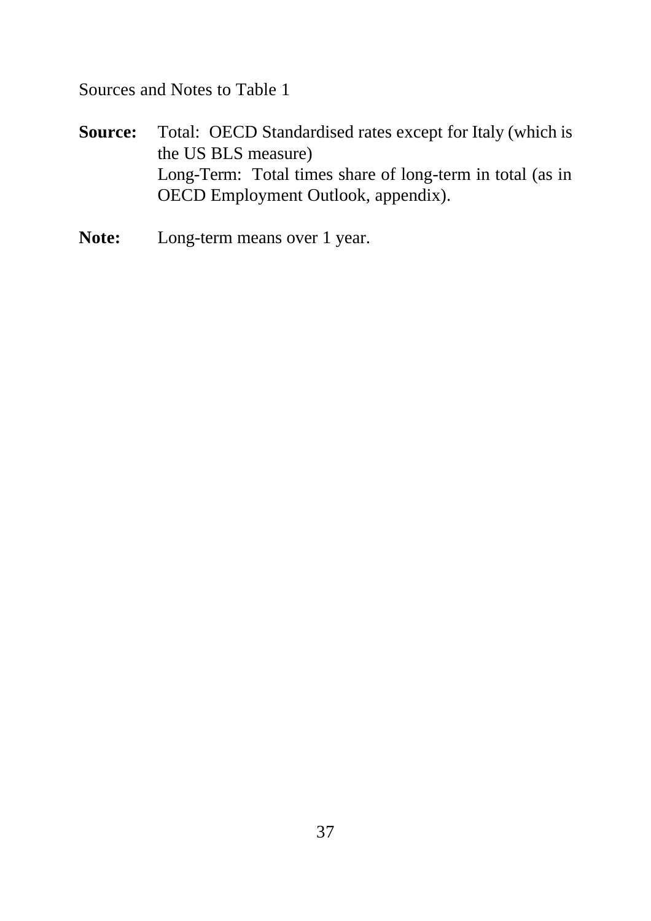Sources and Notes to Table 1

**Source:** Total: OECD Standardised rates except for Italy (which is the US BLS measure)
Long-Term: Total times share of long-term in total (as in OECD Employment Outlook, appendix).

**Note:** Long-term means over 1 year.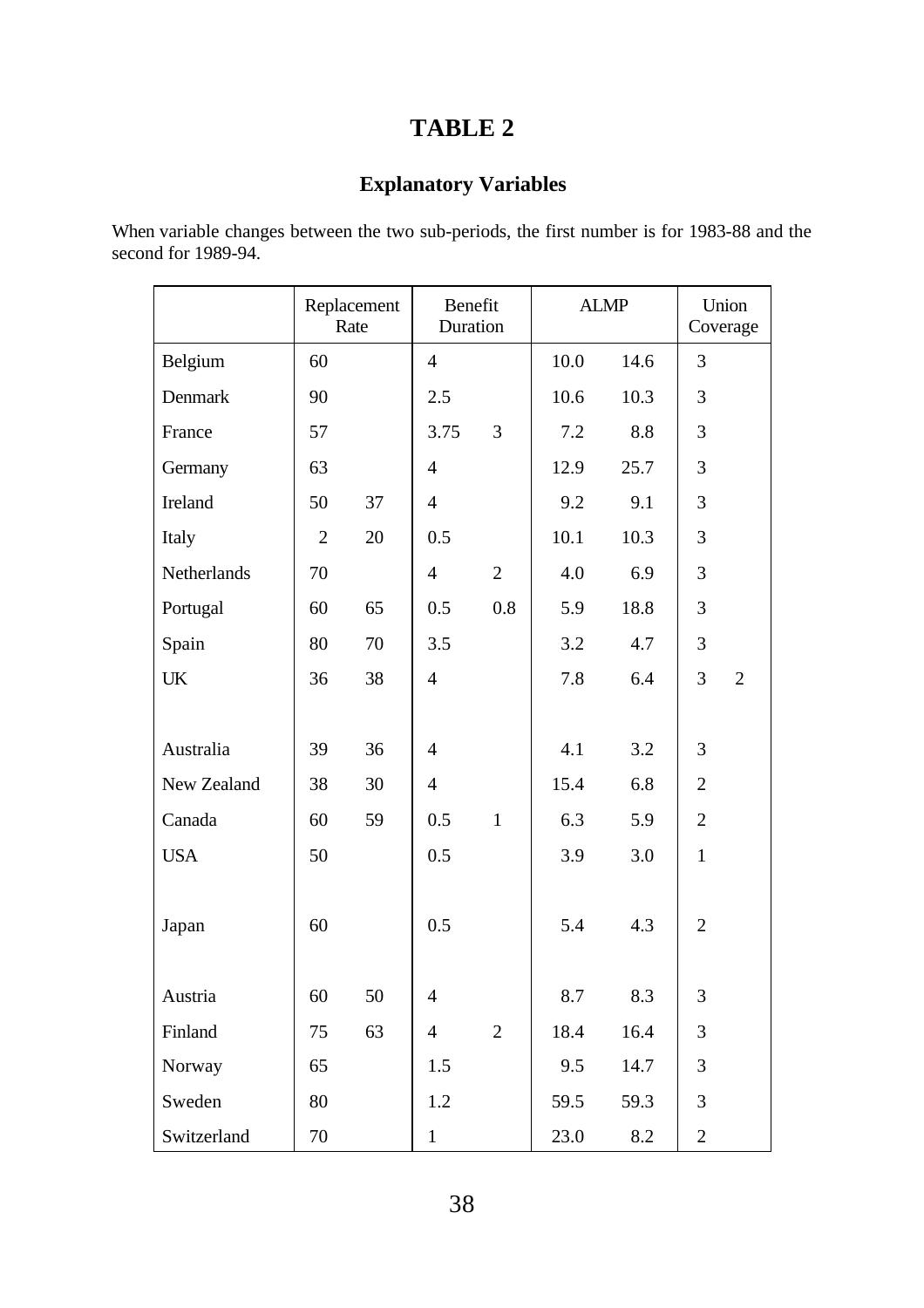# TABLE 2

## Explanatory Variables

When variable changes between the two sub-periods, the first number is for 1983-88 and the second for 1989-94.

| | Replacement Rate | | Benefit Duration | | ALMP | | Union Coverage | |
|---|---|---|---|---|---|---|---|---|
| Belgium | 60 | | 4 | | 10.0 | 14.6 | 3 | |
| Denmark | 90 | | 2.5 | | 10.6 | 10.3 | 3 | |
| France | 57 | | 3.75 | 3 | 7.2 | 8.8 | 3 | |
| Germany | 63 | | 4 | | 12.9 | 25.7 | 3 | |
| Ireland | 50 | 37 | 4 | | 9.2 | 9.1 | 3 | |
| Italy | 2 | 20 | 0.5 | | 10.1 | 10.3 | 3 | |
| Netherlands | 70 | | 4 | 2 | 4.0 | 6.9 | 3 | |
| Portugal | 60 | 65 | 0.5 | 0.8 | 5.9 | 18.8 | 3 | |
| Spain | 80 | 70 | 3.5 | | 3.2 | 4.7 | 3 | |
| UK | 36 | 38 | 4 | | 7.8 | 6.4 | 3 | 2 |
| | | | | | | | | |
| Australia | 39 | 36 | 4 | | 4.1 | 3.2 | 3 | |
| New Zealand | 38 | 30 | 4 | | 15.4 | 6.8 | 2 | |
| Canada | 60 | 59 | 0.5 | 1 | 6.3 | 5.9 | 2 | |
| USA | 50 | | 0.5 | | 3.9 | 3.0 | 1 | |
| | | | | | | | | |
| Japan | 60 | | 0.5 | | 5.4 | 4.3 | 2 | |
| | | | | | | | | |
| Austria | 60 | 50 | 4 | | 8.7 | 8.3 | 3 | |
| Finland | 75 | 63 | 4 | 2 | 18.4 | 16.4 | 3 | |
| Norway | 65 | | 1.5 | | 9.5 | 14.7 | 3 | |
| Sweden | 80 | | 1.2 | | 59.5 | 59.3 | 3 | |
| Switzerland | 70 | | 1 | | 23.0 | 8.2 | 2 | |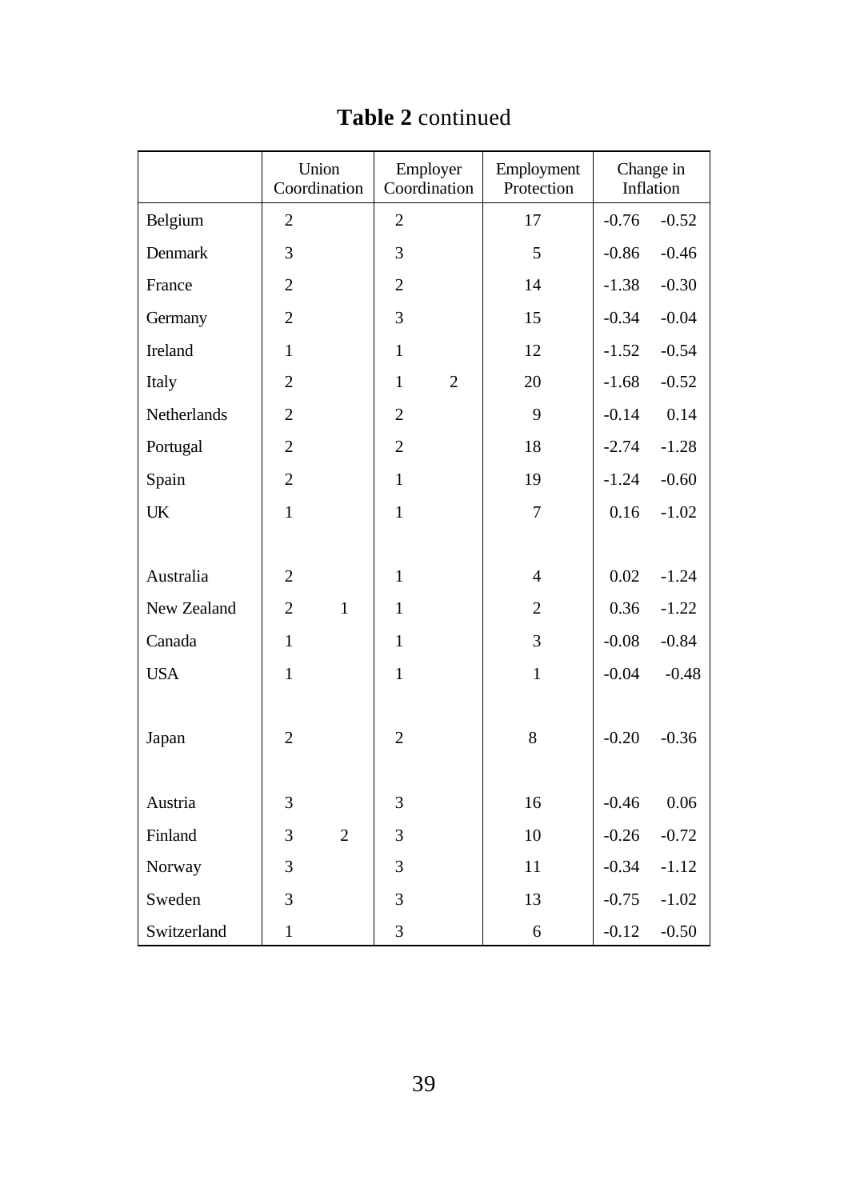**Table 2** continued

| | Union Coordination | | Employer Coordination | | Employment Protection | Change in Inflation | |
|---|---|---|---|---|---|---|---|
| Belgium | 2 | | 2 | | 17 | -0.76 | -0.52 |
| Denmark | 3 | | 3 | | 5 | -0.86 | -0.46 |
| France | 2 | | 2 | | 14 | -1.38 | -0.30 |
| Germany | 2 | | 3 | | 15 | -0.34 | -0.04 |
| Ireland | 1 | | 1 | | 12 | -1.52 | -0.54 |
| Italy | 2 | | 1 | 2 | 20 | -1.68 | -0.52 |
| Netherlands | 2 | | 2 | | 9 | -0.14 | 0.14 |
| Portugal | 2 | | 2 | | 18 | -2.74 | -1.28 |
| Spain | 2 | | 1 | | 19 | -1.24 | -0.60 |
| UK | 1 | | 1 | | 7 | 0.16 | -1.02 |
| | | | | | | | |
| Australia | 2 | | 1 | | 4 | 0.02 | -1.24 |
| New Zealand | 2 | 1 | 1 | | 2 | 0.36 | -1.22 |
| Canada | 1 | | 1 | | 3 | -0.08 | -0.84 |
| USA | 1 | | 1 | | 1 | -0.04 | -0.48 |
| | | | | | | | |
| Japan | 2 | | 2 | | 8 | -0.20 | -0.36 |
| | | | | | | | |
| Austria | 3 | | 3 | | 16 | -0.46 | 0.06 |
| Finland | 3 | 2 | 3 | | 10 | -0.26 | -0.72 |
| Norway | 3 | | 3 | | 11 | -0.34 | -1.12 |
| Sweden | 3 | | 3 | | 13 | -0.75 | -1.02 |
| Switzerland | 1 | | 3 | | 6 | -0.12 | -0.50 |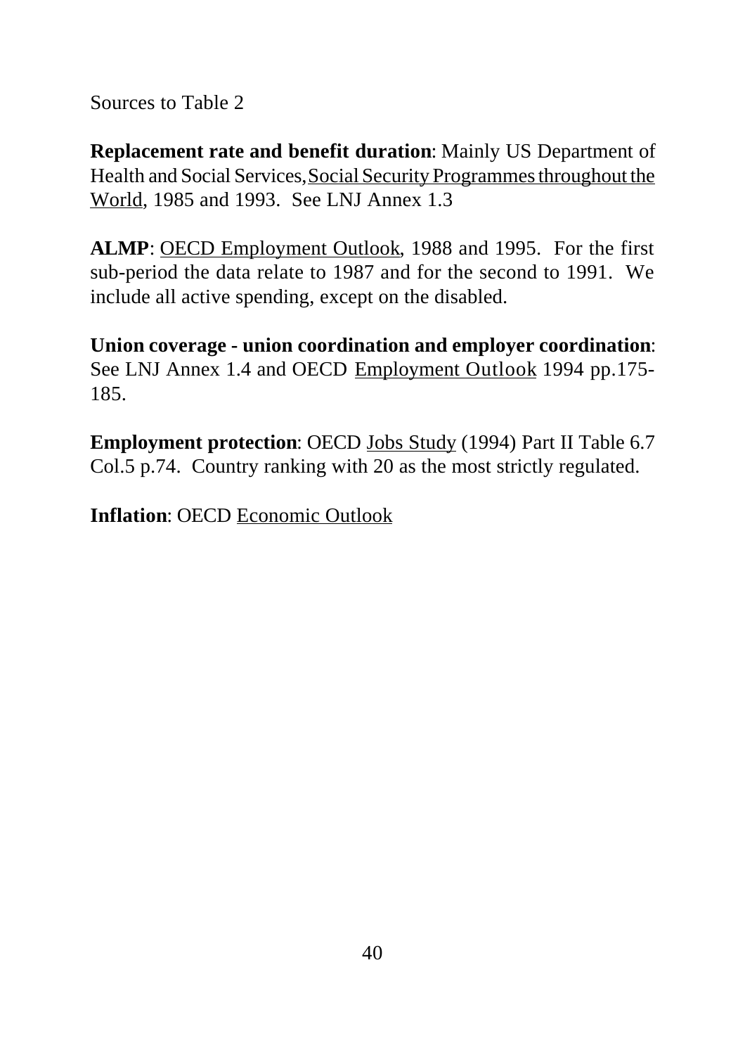Sources to Table 2

**Replacement rate and benefit duration**: Mainly US Department of Health and Social Services, Social Security Programmes throughout the World, 1985 and 1993. See LNJ Annex 1.3

**ALMP**: OECD Employment Outlook, 1988 and 1995. For the first sub-period the data relate to 1987 and for the second to 1991. We include all active spending, except on the disabled.

**Union coverage - union coordination and employer coordination**: See LNJ Annex 1.4 and OECD Employment Outlook 1994 pp.175-185.

**Employment protection**: OECD Jobs Study (1994) Part II Table 6.7 Col.5 p.74. Country ranking with 20 as the most strictly regulated.

**Inflation**: OECD Economic Outlook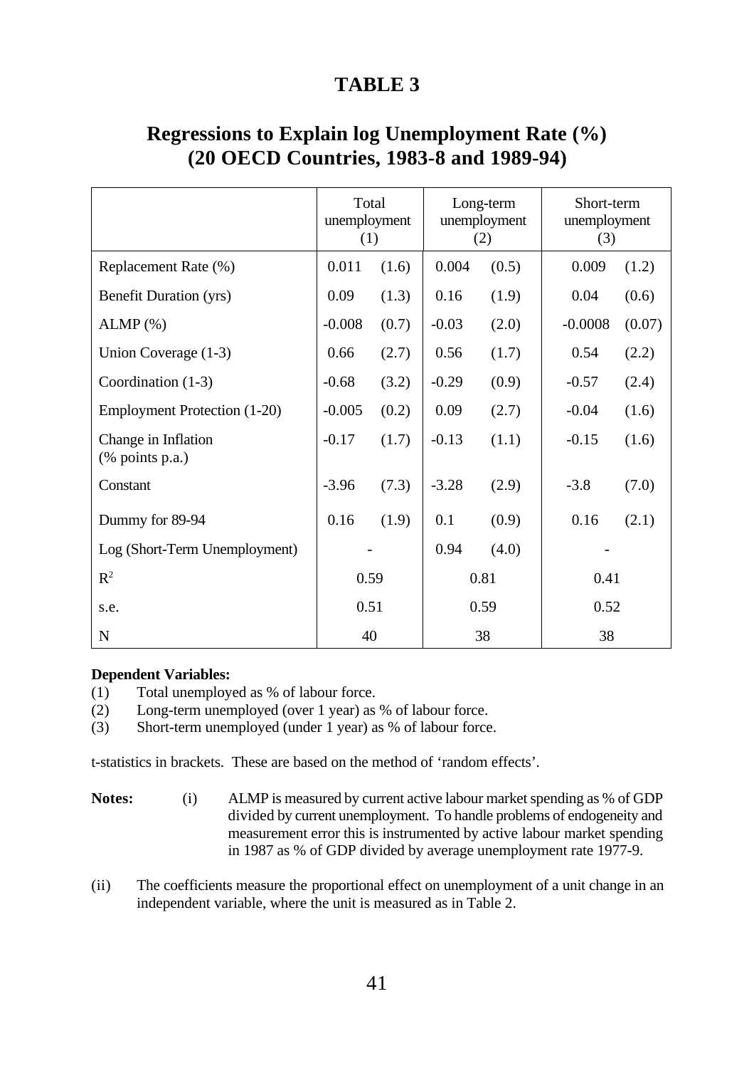# TABLE 3

## Regressions to Explain log Unemployment Rate (%) (20 OECD Countries, 1983-8 and 1989-94)

| | Total unemployment (1) | | Long-term unemployment (2) | | Short-term unemployment (3) | |
|---|---|---|---|---|---|---|
| Replacement Rate (%) | 0.011 | (1.6) | 0.004 | (0.5) | 0.009 | (1.2) |
| Benefit Duration (yrs) | 0.09 | (1.3) | 0.16 | (1.9) | 0.04 | (0.6) |
| ALMP (%) | -0.008 | (0.7) | -0.03 | (2.0) | -0.0008 | (0.07) |
| Union Coverage (1-3) | 0.66 | (2.7) | 0.56 | (1.7) | 0.54 | (2.2) |
| Coordination (1-3) | -0.68 | (3.2) | -0.29 | (0.9) | -0.57 | (2.4) |
| Employment Protection (1-20) | -0.005 | (0.2) | 0.09 | (2.7) | -0.04 | (1.6) |
| Change in Inflation (% points p.a.) | -0.17 | (1.7) | -0.13 | (1.1) | -0.15 | (1.6) |
| Constant | -3.96 | (7.3) | -3.28 | (2.9) | -3.8 | (7.0) |
| Dummy for 89-94 | 0.16 | (1.9) | 0.1 | (0.9) | 0.16 | (2.1) |
| Log (Short-Term Unemployment) | - | | 0.94 | (4.0) | - | |
| $R^2$ | 0.59 | | 0.81 | | 0.41 | |
| s.e. | 0.51 | | 0.59 | | 0.52 | |
| N | 40 | | 38 | | 38 | |

**Dependent Variables:**

(1) Total unemployed as % of labour force.
(2) Long-term unemployed (over 1 year) as % of labour force.
(3) Short-term unemployed (under 1 year) as % of labour force.

t-statistics in brackets. These are based on the method of 'random effects'.

**Notes:** (i) ALMP is measured by current active labour market spending as % of GDP divided by current unemployment. To handle problems of endogeneity and measurement error this is instrumented by active labour market spending in 1987 as % of GDP divided by average unemployment rate 1977-9.

(ii) The coefficients measure the proportional effect on unemployment of a unit change in an independent variable, where the unit is measured as in Table 2.